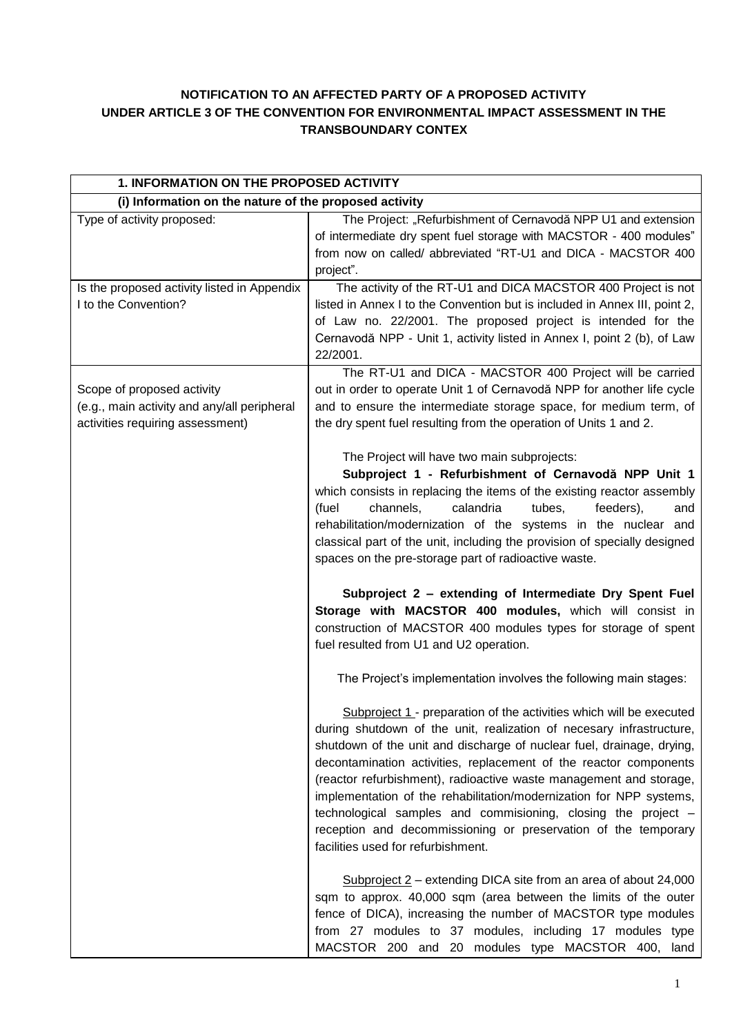# NOTIFICATION TO AN AFFECTED PARTY OF A PROPOSED ACTIVITY UNDER ARTICLE 3 OF THE CONVENTION FOR ENVIRONMENTAL IMPACT ASSESSMENT IN THE TRANSBOUNDARY CONTEX

| 1. INFORMATION ON THE PROPOSED ACTIVITY | |
|---|---|
| **(i) Information on the nature of the proposed activity** | |
| Type of activity proposed: | The Project: „Refurbishment of Cernavodă NPP U1 and extension of intermediate dry spent fuel storage with MACSTOR - 400 modules" from now on called/ abbreviated "RT-U1 and DICA - MACSTOR 400 project". |
| Is the proposed activity listed in Appendix I to the Convention? | The activity of the RT-U1 and DICA MACSTOR 400 Project is not listed in Annex I to the Convention but is included in Annex III, point 2, of Law no. 22/2001. The proposed project is intended for the Cernavodă NPP - Unit 1, activity listed in Annex I, point 2 (b), of Law 22/2001. |
| Scope of proposed activity (e.g., main activity and any/all peripheral activities requiring assessment) | The RT-U1 and DICA - MACSTOR 400 Project will be carried out in order to operate Unit 1 of Cernavodă NPP for another life cycle and to ensure the intermediate storage space, for medium term, of the dry spent fuel resulting from the operation of Units 1 and 2.<br><br>The Project will have two main subprojects:<br>**Subproject 1 - Refurbishment of Cernavodă NPP Unit 1** which consists in replacing the items of the existing reactor assembly (fuel channels, calandria tubes, feeders), and rehabilitation/modernization of the systems in the nuclear and classical part of the unit, including the provision of specially designed spaces on the pre-storage part of radioactive waste.<br><br>**Subproject 2 – extending of Intermediate Dry Spent Fuel Storage with MACSTOR 400 modules,** which will consist in construction of MACSTOR 400 modules types for storage of spent fuel resulted from U1 and U2 operation.<br><br>The Project's implementation involves the following main stages:<br><br>Subproject 1 - preparation of the activities which will be executed during shutdown of the unit, realization of necesary infrastructure, shutdown of the unit and discharge of nuclear fuel, drainage, drying, decontamination activities, replacement of the reactor components (reactor refurbishment), radioactive waste management and storage, implementation of the rehabilitation/modernization for NPP systems, technological samples and commisioning, closing the project – reception and decommissioning or preservation of the temporary facilities used for refurbishment.<br><br>Subproject 2 – extending DICA site from an area of about 24,000 sqm to approx. 40,000 sqm (area between the limits of the outer fence of DICA), increasing the number of MACSTOR type modules from 27 modules to 37 modules, including 17 modules type MACSTOR 200 and 20 modules type MACSTOR 400, land |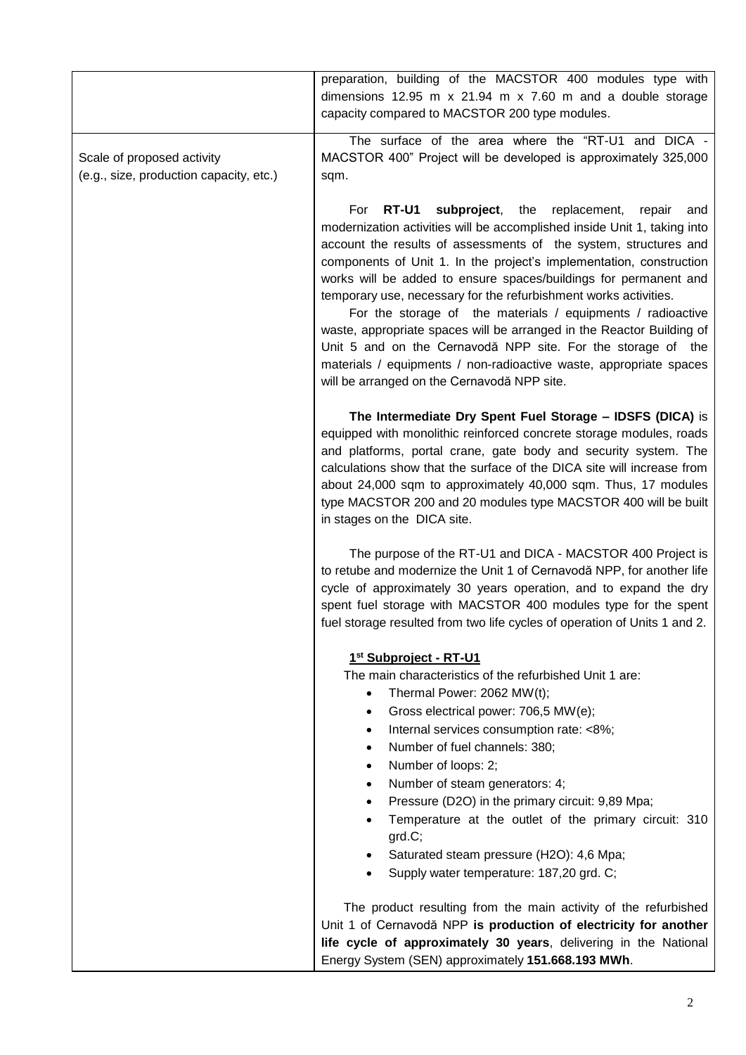| | |
|---|---|
| | preparation, building of the MACSTOR 400 modules type with dimensions 12.95 m x 21.94 m x 7.60 m and a double storage capacity compared to MACSTOR 200 type modules. |
| Scale of proposed activity (e.g., size, production capacity, etc.) | The surface of the area where the "RT-U1 and DICA - MACSTOR 400" Project will be developed is approximately 325,000 sqm.<br><br>For **RT-U1 subproject**, the replacement, repair and modernization activities will be accomplished inside Unit 1, taking into account the results of assessments of the system, structures and components of Unit 1. In the project's implementation, construction works will be added to ensure spaces/buildings for permanent and temporary use, necessary for the refurbishment works activities.<br>For the storage of the materials / equipments / radioactive waste, appropriate spaces will be arranged in the Reactor Building of Unit 5 and on the Cernavodă NPP site. For the storage of the materials / equipments / non-radioactive waste, appropriate spaces will be arranged on the Cernavodă NPP site.<br><br>**The Intermediate Dry Spent Fuel Storage – IDSFS (DICA)** is equipped with monolithic reinforced concrete storage modules, roads and platforms, portal crane, gate body and security system. The calculations show that the surface of the DICA site will increase from about 24,000 sqm to approximately 40,000 sqm. Thus, 17 modules type MACSTOR 200 and 20 modules type MACSTOR 400 will be built in stages on the DICA site.<br><br>The purpose of the RT-U1 and DICA - MACSTOR 400 Project is to retube and modernize the Unit 1 of Cernavodă NPP, for another life cycle of approximately 30 years operation, and to expand the dry spent fuel storage with MACSTOR 400 modules type for the spent fuel storage resulted from two life cycles of operation of Units 1 and 2.<br><br>**1st Subproject - RT-U1**<br>The main characteristics of the refurbished Unit 1 are:<br>• Thermal Power: 2062 MW(t);<br>• Gross electrical power: 706,5 MW(e);<br>• Internal services consumption rate: <8%;<br>• Number of fuel channels: 380;<br>• Number of loops: 2;<br>• Number of steam generators: 4;<br>• Pressure ($D_2O$) in the primary circuit: 9,89 Mpa;<br>• Temperature at the outlet of the primary circuit: 310 grd.C;<br>• Saturated steam pressure ($H_2O$): 4,6 Mpa;<br>• Supply water temperature: 187,20 grd. C;<br><br>The product resulting from the main activity of the refurbished Unit 1 of Cernavodă NPP **is production of electricity for another life cycle of approximately 30 years**, delivering in the National Energy System (SEN) approximately **151.668.193 MWh**. |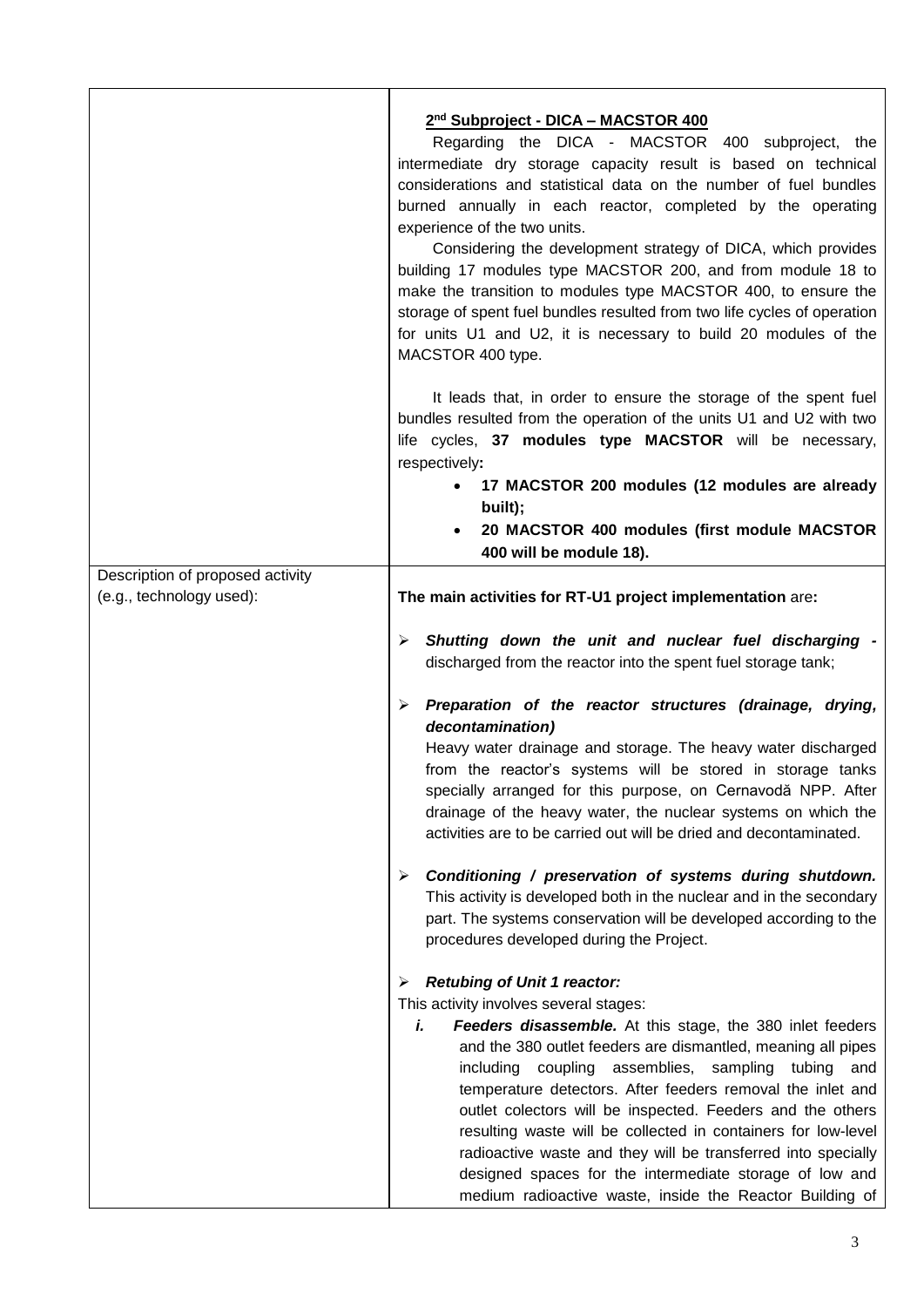| | **2[nd] Subproject - DICA – MACSTOR 400**<br>Regarding the DICA - MACSTOR 400 subproject, the intermediate dry storage capacity result is based on technical considerations and statistical data on the number of fuel bundles burned annually in each reactor, completed by the operating experience of the two units.<br>Considering the development strategy of DICA, which provides building 17 modules type MACSTOR 200, and from module 18 to make the transition to modules type MACSTOR 400, to ensure the storage of spent fuel bundles resulted from two life cycles of operation for units U1 and U2, it is necessary to build 20 modules of the MACSTOR 400 type.<br><br>It leads that, in order to ensure the storage of the spent fuel bundles resulted from the operation of the units U1 and U2 with two life cycles, **37 modules type MACSTOR** will be necessary, respectively**:**<br>• **17 MACSTOR 200 modules (12 modules are already built);**<br>• **20 MACSTOR 400 modules (first module MACSTOR 400 will be module 18).** |
|---|---|
| Description of proposed activity (e.g., technology used): | **The main activities for RT-U1 project implementation** are**:**<br><br>➢ ***Shutting down the unit and nuclear fuel discharging*** - discharged from the reactor into the spent fuel storage tank;<br><br>➢ ***Preparation of the reactor structures (drainage, drying, decontamination)***<br>Heavy water drainage and storage. The heavy water discharged from the reactor's systems will be stored in storage tanks specially arranged for this purpose, on Cernavodă NPP. After drainage of the heavy water, the nuclear systems on which the activities are to be carried out will be dried and decontaminated.<br><br>➢ ***Conditioning / preservation of systems during shutdown.*** This activity is developed both in the nuclear and in the secondary part. The systems conservation will be developed according to the procedures developed during the Project.<br><br>➢ ***Retubing of Unit 1 reactor:***<br>This activity involves several stages:<br>***i. Feeders disassemble.*** At this stage, the 380 inlet feeders and the 380 outlet feeders are dismantled, meaning all pipes including coupling assemblies, sampling tubing and temperature detectors. After feeders removal the inlet and outlet colectors will be inspected. Feeders and the others resulting waste will be collected in containers for low-level radioactive waste and they will be transferred into specially designed spaces for the intermediate storage of low and medium radioactive waste, inside the Reactor Building of |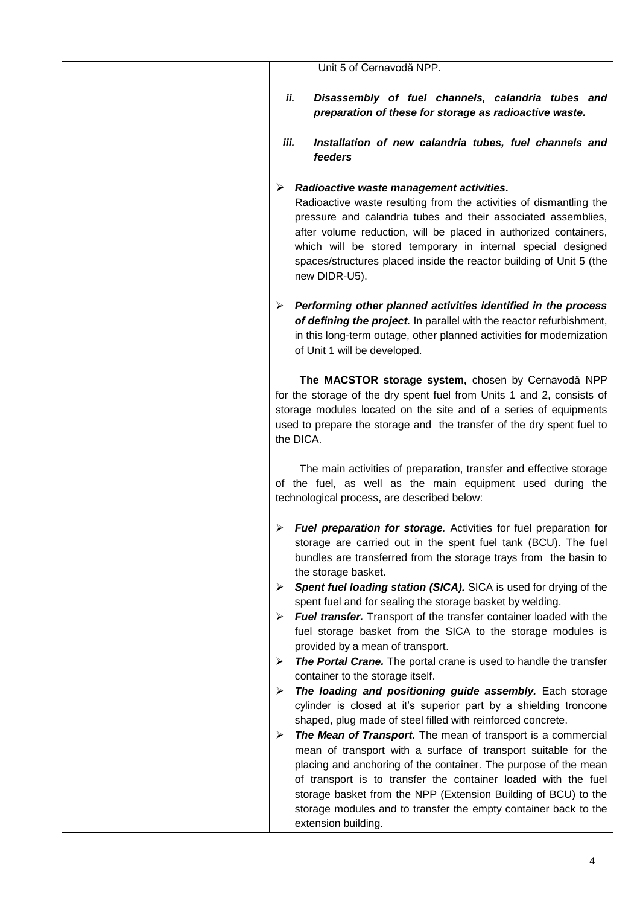| | Unit 5 of Cernavodă NPP.<br><br>*ii.* ***Disassembly of fuel channels, calandria tubes and preparation of these for storage as radioactive waste.***<br><br>*iii.* ***Installation of new calandria tubes, fuel channels and feeders***<br><br>➢ ***Radioactive waste management activities.*** Radioactive waste resulting from the activities of dismantling the pressure and calandria tubes and their associated assemblies, after volume reduction, will be placed in authorized containers, which will be stored temporary in internal special designed spaces/structures placed inside the reactor building of Unit 5 (the new DIDR-U5).<br><br>➢ ***Performing other planned activities identified in the process of defining the project.*** In parallel with the reactor refurbishment, in this long-term outage, other planned activities for modernization of Unit 1 will be developed.<br><br>**The MACSTOR storage system,** chosen by Cernavodă NPP for the storage of the dry spent fuel from Units 1 and 2, consists of storage modules located on the site and of a series of equipments used to prepare the storage and the transfer of the dry spent fuel to the DICA.<br><br>The main activities of preparation, transfer and effective storage of the fuel, as well as the main equipment used during the technological process, are described below:<br><br>➢ ***Fuel preparation for storage****.* Activities for fuel preparation for storage are carried out in the spent fuel tank (BCU). The fuel bundles are transferred from the storage trays from the basin to the storage basket.<br>➢ ***Spent fuel loading station (SICA).*** SICA is used for drying of the spent fuel and for sealing the storage basket by welding.<br>➢ ***Fuel transfer.*** Transport of the transfer container loaded with the fuel storage basket from the SICA to the storage modules is provided by a mean of transport.<br>➢ ***The Portal Crane.*** The portal crane is used to handle the transfer container to the storage itself.<br>➢ ***The loading and positioning guide assembly.*** Each storage cylinder is closed at it's superior part by a shielding troncone shaped, plug made of steel filled with reinforced concrete.<br>➢ ***The Mean of Transport.*** The mean of transport is a commercial mean of transport with a surface of transport suitable for the placing and anchoring of the container. The purpose of the mean of transport is to transfer the container loaded with the fuel storage basket from the NPP (Extension Building of BCU) to the storage modules and to transfer the empty container back to the extension building. |
|---|---|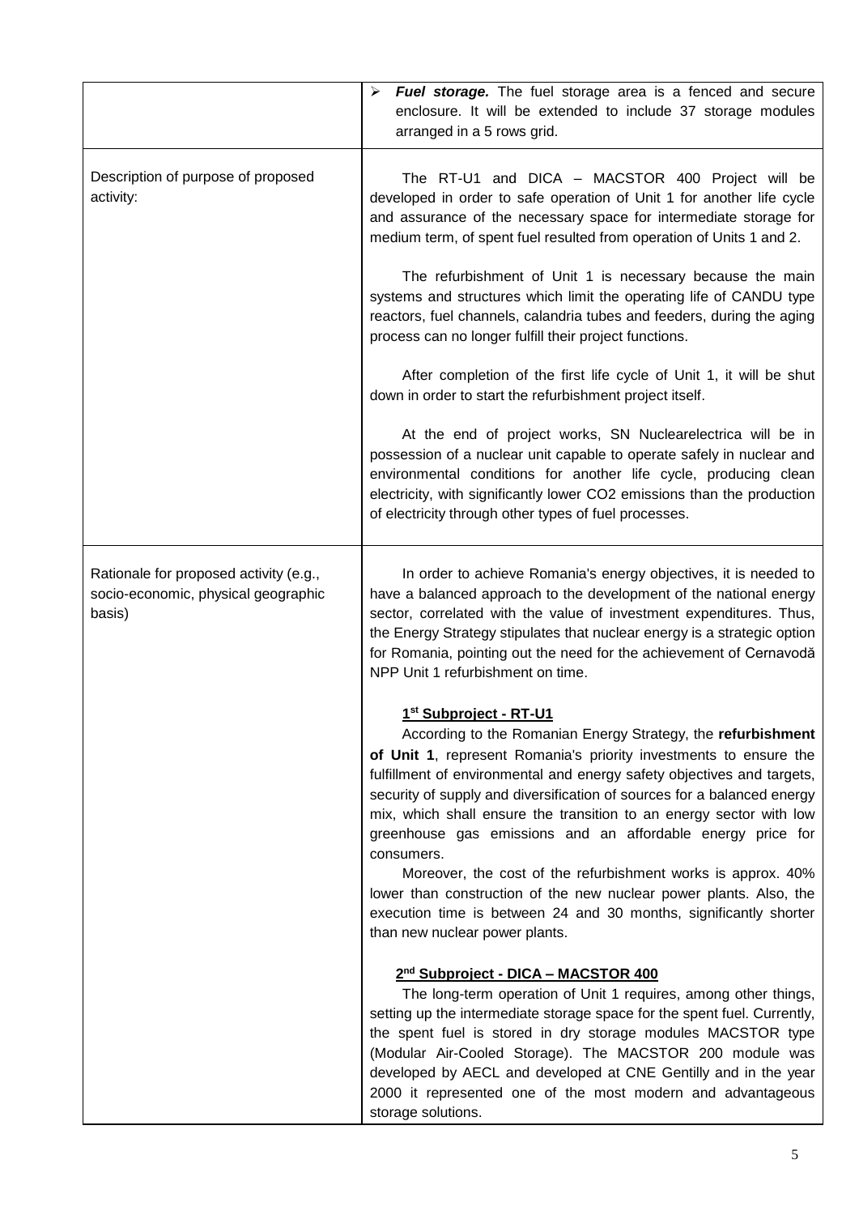| | |
|---|---|
| | ➢ ***Fuel storage.*** The fuel storage area is a fenced and secure enclosure. It will be extended to include 37 storage modules arranged in a 5 rows grid. |
| Description of purpose of proposed activity: | The RT-U1 and DICA – MACSTOR 400 Project will be developed in order to safe operation of Unit 1 for another life cycle and assurance of the necessary space for intermediate storage for medium term, of spent fuel resulted from operation of Units 1 and 2.<br><br>The refurbishment of Unit 1 is necessary because the main systems and structures which limit the operating life of CANDU type reactors, fuel channels, calandria tubes and feeders, during the aging process can no longer fulfill their project functions.<br><br>After completion of the first life cycle of Unit 1, it will be shut down in order to start the refurbishment project itself.<br><br>At the end of project works, SN Nuclearelectrica will be in possession of a nuclear unit capable to operate safely in nuclear and environmental conditions for another life cycle, producing clean electricity, with significantly lower $CO_2$ emissions than the production of electricity through other types of fuel processes. |
| Rationale for proposed activity (e.g., socio-economic, physical geographic basis) | In order to achieve Romania's energy objectives, it is needed to have a balanced approach to the development of the national energy sector, correlated with the value of investment expenditures. Thus, the Energy Strategy stipulates that nuclear energy is a strategic option for Romania, pointing out the need for the achievement of Cernavodă NPP Unit 1 refurbishment on time.<br><br>**1st Subproject - RT-U1**<br>According to the Romanian Energy Strategy, the **refurbishment of Unit 1**, represent Romania's priority investments to ensure the fulfillment of environmental and energy safety objectives and targets, security of supply and diversification of sources for a balanced energy mix, which shall ensure the transition to an energy sector with low greenhouse gas emissions and an affordable energy price for consumers.<br>Moreover, the cost of the refurbishment works is approx. 40% lower than construction of the new nuclear power plants. Also, the execution time is between 24 and 30 months, significantly shorter than new nuclear power plants.<br><br>**2nd Subproject - DICA – MACSTOR 400**<br>The long-term operation of Unit 1 requires, among other things, setting up the intermediate storage space for the spent fuel. Currently, the spent fuel is stored in dry storage modules MACSTOR type (Modular Air-Cooled Storage). The MACSTOR 200 module was developed by AECL and developed at CNE Gentilly and in the year 2000 it represented one of the most modern and advantageous storage solutions. |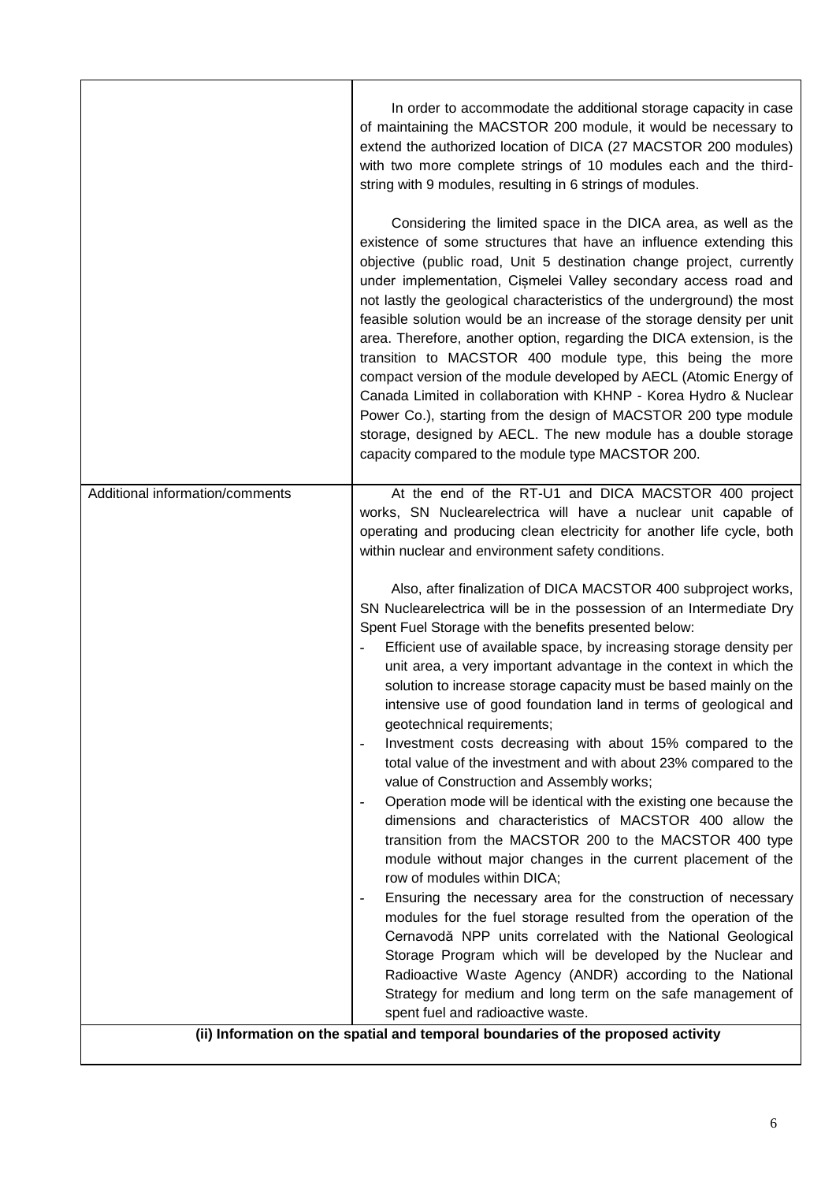| | |
|---|---|
| | In order to accommodate the additional storage capacity in case of maintaining the MACSTOR 200 module, it would be necessary to extend the authorized location of DICA (27 MACSTOR 200 modules) with two more complete strings of 10 modules each and the third-string with 9 modules, resulting in 6 strings of modules.<br><br>Considering the limited space in the DICA area, as well as the existence of some structures that have an influence extending this objective (public road, Unit 5 destination change project, currently under implementation, Cișmelei Valley secondary access road and not lastly the geological characteristics of the underground) the most feasible solution would be an increase of the storage density per unit area. Therefore, another option, regarding the DICA extension, is the transition to MACSTOR 400 module type, this being the more compact version of the module developed by AECL (Atomic Energy of Canada Limited in collaboration with KHNP - Korea Hydro & Nuclear Power Co.), starting from the design of MACSTOR 200 type module storage, designed by AECL. The new module has a double storage capacity compared to the module type MACSTOR 200. |
| Additional information/comments | At the end of the RT-U1 and DICA MACSTOR 400 project works, SN Nuclearelectrica will have a nuclear unit capable of operating and producing clean electricity for another life cycle, both within nuclear and environment safety conditions.<br><br>Also, after finalization of DICA MACSTOR 400 subproject works, SN Nuclearelectrica will be in the possession of an Intermediate Dry Spent Fuel Storage with the benefits presented below:<br>- Efficient use of available space, by increasing storage density per unit area, a very important advantage in the context in which the solution to increase storage capacity must be based mainly on the intensive use of good foundation land in terms of geological and geotechnical requirements;<br>- Investment costs decreasing with about 15% compared to the total value of the investment and with about 23% compared to the value of Construction and Assembly works;<br>- Operation mode will be identical with the existing one because the dimensions and characteristics of MACSTOR 400 allow the transition from the MACSTOR 200 to the MACSTOR 400 type module without major changes in the current placement of the row of modules within DICA;<br>- Ensuring the necessary area for the construction of necessary modules for the fuel storage resulted from the operation of the Cernavodă NPP units correlated with the National Geological Storage Program which will be developed by the Nuclear and Radioactive Waste Agency (ANDR) according to the National Strategy for medium and long term on the safe management of spent fuel and radioactive waste. |

**(ii) Information on the spatial and temporal boundaries of the proposed activity**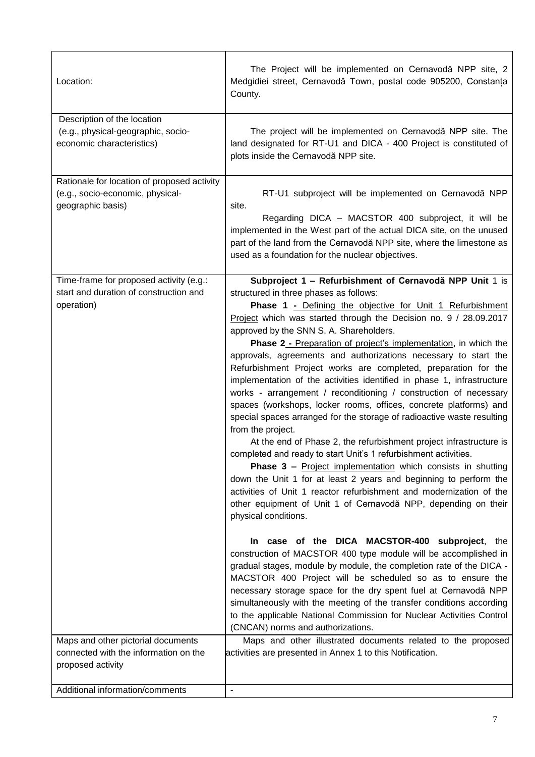| | |
|---|---|
| Location: | The Project will be implemented on Cernavodă NPP site, 2 Medgidiei street, Cernavodă Town, postal code 905200, Constanța County. |
| Description of the location (e.g., physical-geographic, socio-economic characteristics) | The project will be implemented on Cernavodă NPP site. The land designated for RT-U1 and DICA - 400 Project is constituted of plots inside the Cernavodă NPP site. |
| Rationale for location of proposed activity (e.g., socio-economic, physical-geographic basis) | RT-U1 subproject will be implemented on Cernavodă NPP site.<br>Regarding DICA – MACSTOR 400 subproject, it will be implemented in the West part of the actual DICA site, on the unused part of the land from the Cernavodă NPP site, where the limestone as used as a foundation for the nuclear objectives. |
| Time-frame for proposed activity (e.g.: start and duration of construction and operation) | **Subproject 1 – Refurbishment of Cernavodă NPP Unit** 1 is structured in three phases as follows:<br>**Phase 1 -** Defining the objective for Unit 1 Refurbishment Project which was started through the Decision no. 9 / 28.09.2017 approved by the SNN S. A. Shareholders.<br>**Phase 2 -** Preparation of project's implementation, in which the approvals, agreements and authorizations necessary to start the Refurbishment Project works are completed, preparation for the implementation of the activities identified in phase 1, infrastructure works - arrangement / reconditioning / construction of necessary spaces (workshops, locker rooms, offices, concrete platforms) and special spaces arranged for the storage of radioactive waste resulting from the project.<br>At the end of Phase 2, the refurbishment project infrastructure is completed and ready to start Unit's 1 refurbishment activities.<br>**Phase 3 –** Project implementation which consists in shutting down the Unit 1 for at least 2 years and beginning to perform the activities of Unit 1 reactor refurbishment and modernization of the other equipment of Unit 1 of Cernavodă NPP, depending on their physical conditions.<br><br>**In case of the DICA MACSTOR-400 subproject**, the construction of MACSTOR 400 type module will be accomplished in gradual stages, module by module, the completion rate of the DICA - MACSTOR 400 Project will be scheduled so as to ensure the necessary storage space for the dry spent fuel at Cernavodă NPP simultaneously with the meeting of the transfer conditions according to the applicable National Commission for Nuclear Activities Control (CNCAN) norms and authorizations. |
| Maps and other pictorial documents connected with the information on the proposed activity | Maps and other illustrated documents related to the proposed activities are presented in Annex 1 to this Notification. |
| Additional information/comments | - |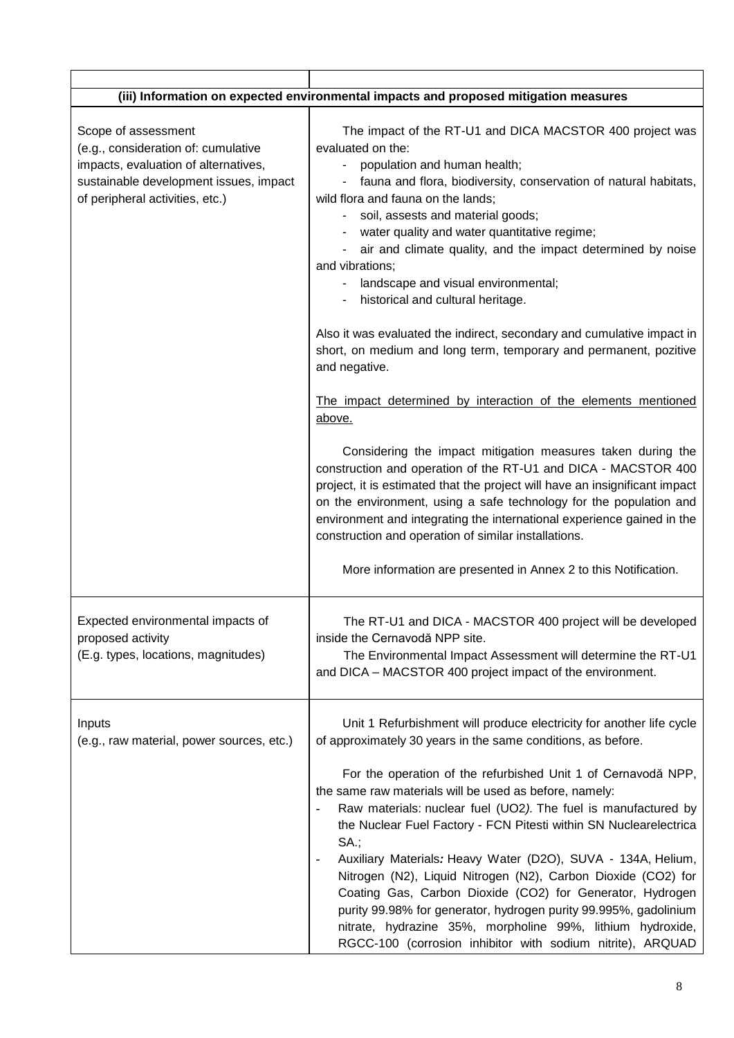| | |
|---|---|
| **(iii) Information on expected environmental impacts and proposed mitigation measures** | |
| Scope of assessment (e.g., consideration of: cumulative impacts, evaluation of alternatives, sustainable development issues, impact of peripheral activities, etc.) | The impact of the RT-U1 and DICA MACSTOR 400 project was evaluated on the:<br>- population and human health;<br>- fauna and flora, biodiversity, conservation of natural habitats, wild flora and fauna on the lands;<br>- soil, assests and material goods;<br>- water quality and water quantitative regime;<br>- air and climate quality, and the impact determined by noise and vibrations;<br>- landscape and visual environmental;<br>- historical and cultural heritage.<br><br>Also it was evaluated the indirect, secondary and cumulative impact in short, on medium and long term, temporary and permanent, pozitive and negative.<br><br><u>The impact determined by interaction of the elements mentioned above.</u><br><br>Considering the impact mitigation measures taken during the construction and operation of the RT-U1 and DICA - MACSTOR 400 project, it is estimated that the project will have an insignificant impact on the environment, using a safe technology for the population and environment and integrating the international experience gained in the construction and operation of similar installations.<br><br>More information are presented in Annex 2 to this Notification. |
| Expected environmental impacts of proposed activity (E.g. types, locations, magnitudes) | The RT-U1 and DICA - MACSTOR 400 project will be developed inside the Cernavodă NPP site.<br>The Environmental Impact Assessment will determine the RT-U1 and DICA – MACSTOR 400 project impact of the environment. |
| Inputs (e.g., raw material, power sources, etc.) | Unit 1 Refurbishment will produce electricity for another life cycle of approximately 30 years in the same conditions, as before.<br><br>For the operation of the refurbished Unit 1 of Cernavodă NPP, the same raw materials will be used as before, namely:<br>- Raw materials: nuclear fuel ($UO_2$). The fuel is manufactured by the Nuclear Fuel Factory - FCN Pitesti within SN Nuclearelectrica SA.;<br>- Auxiliary Materials*:* Heavy Water ($D_2O$), SUVA - 134A, Helium, Nitrogen ($N_2$), Liquid Nitrogen ($N_2$), Carbon Dioxide ($CO_2$) for Coating Gas, Carbon Dioxide ($CO_2$) for Generator, Hydrogen purity 99.98% for generator, hydrogen purity 99.995%, gadolinium nitrate, hydrazine 35%, morpholine 99%, lithium hydroxide, RGCC-100 (corrosion inhibitor with sodium nitrite), ARQUAD |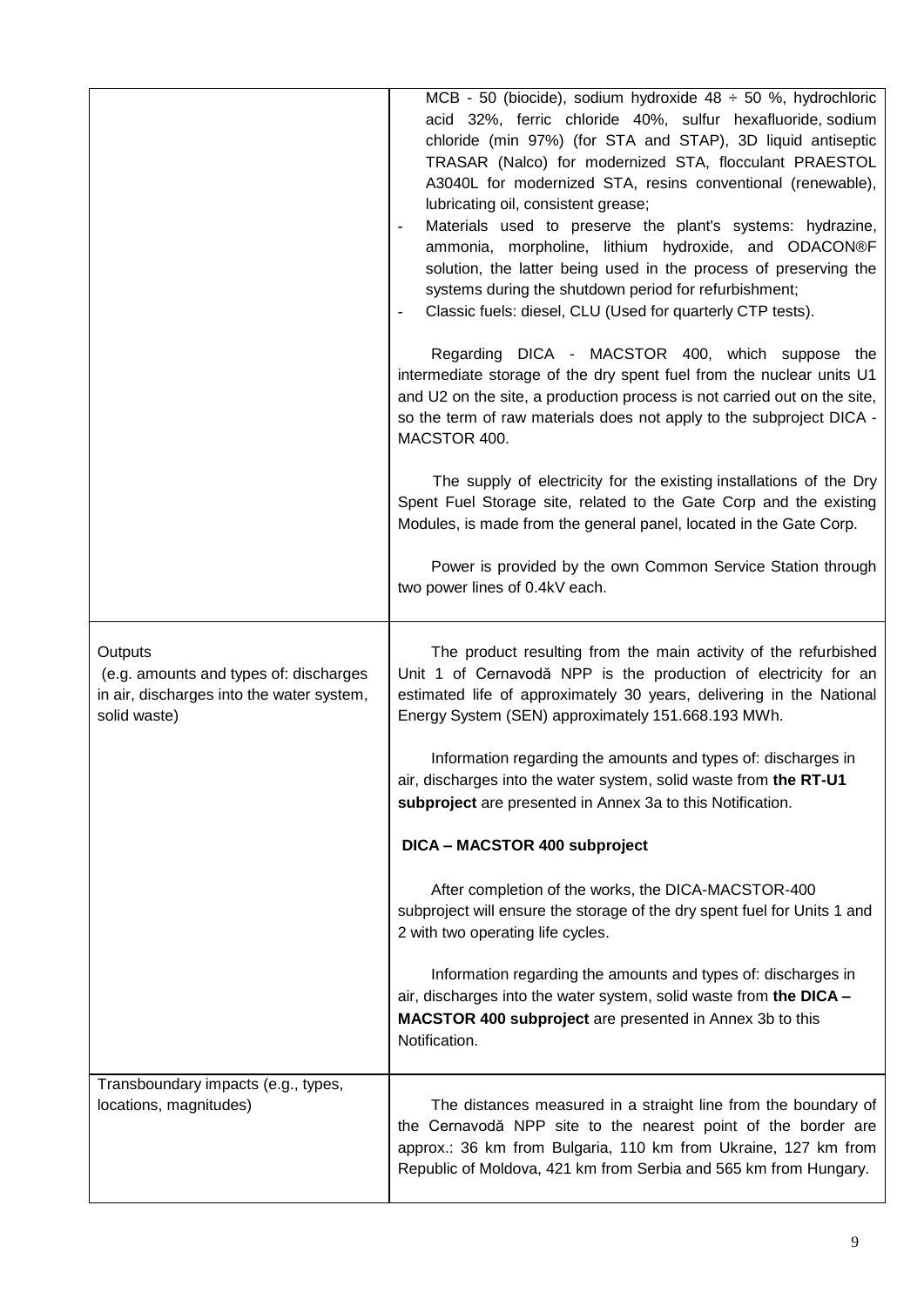| | |
|---|---|
| | MCB - 50 (biocide), sodium hydroxide 48 ÷ 50 %, hydrochloric acid 32%, ferric chloride 40%, sulfur hexafluoride, sodium chloride (min 97%) (for STA and STAP), 3D liquid antiseptic TRASAR (Nalco) for modernized STA, flocculant PRAESTOL A3040L for modernized STA, resins conventional (renewable), lubricating oil, consistent grease;<br>- Materials used to preserve the plant's systems: hydrazine, ammonia, morpholine, lithium hydroxide, and ODACON®F solution, the latter being used in the process of preserving the systems during the shutdown period for refurbishment;<br>- Classic fuels: diesel, CLU (Used for quarterly CTP tests).<br><br>Regarding DICA - MACSTOR 400, which suppose the intermediate storage of the dry spent fuel from the nuclear units U1 and U2 on the site, a production process is not carried out on the site, so the term of raw materials does not apply to the subproject DICA - MACSTOR 400.<br><br>The supply of electricity for the existing installations of the Dry Spent Fuel Storage site, related to the Gate Corp and the existing Modules, is made from the general panel, located in the Gate Corp.<br><br>Power is provided by the own Common Service Station through two power lines of 0.4kV each. |
| Outputs<br>(e.g. amounts and types of: discharges in air, discharges into the water system, solid waste) | The product resulting from the main activity of the refurbished Unit 1 of Cernavodă NPP is the production of electricity for an estimated life of approximately 30 years, delivering in the National Energy System (SEN) approximately 151.668.193 MWh.<br><br>Information regarding the amounts and types of: discharges in air, discharges into the water system, solid waste from **the RT-U1 subproject** are presented in Annex 3a to this Notification.<br><br>**DICA – MACSTOR 400 subproject**<br><br>After completion of the works, the DICA-MACSTOR-400 subproject will ensure the storage of the dry spent fuel for Units 1 and 2 with two operating life cycles.<br><br>Information regarding the amounts and types of: discharges in air, discharges into the water system, solid waste from **the DICA – MACSTOR 400 subproject** are presented in Annex 3b to this Notification. |
| Transboundary impacts (e.g., types, locations, magnitudes) | The distances measured in a straight line from the boundary of the Cernavodă NPP site to the nearest point of the border are approx.: 36 km from Bulgaria, 110 km from Ukraine, 127 km from Republic of Moldova, 421 km from Serbia and 565 km from Hungary. |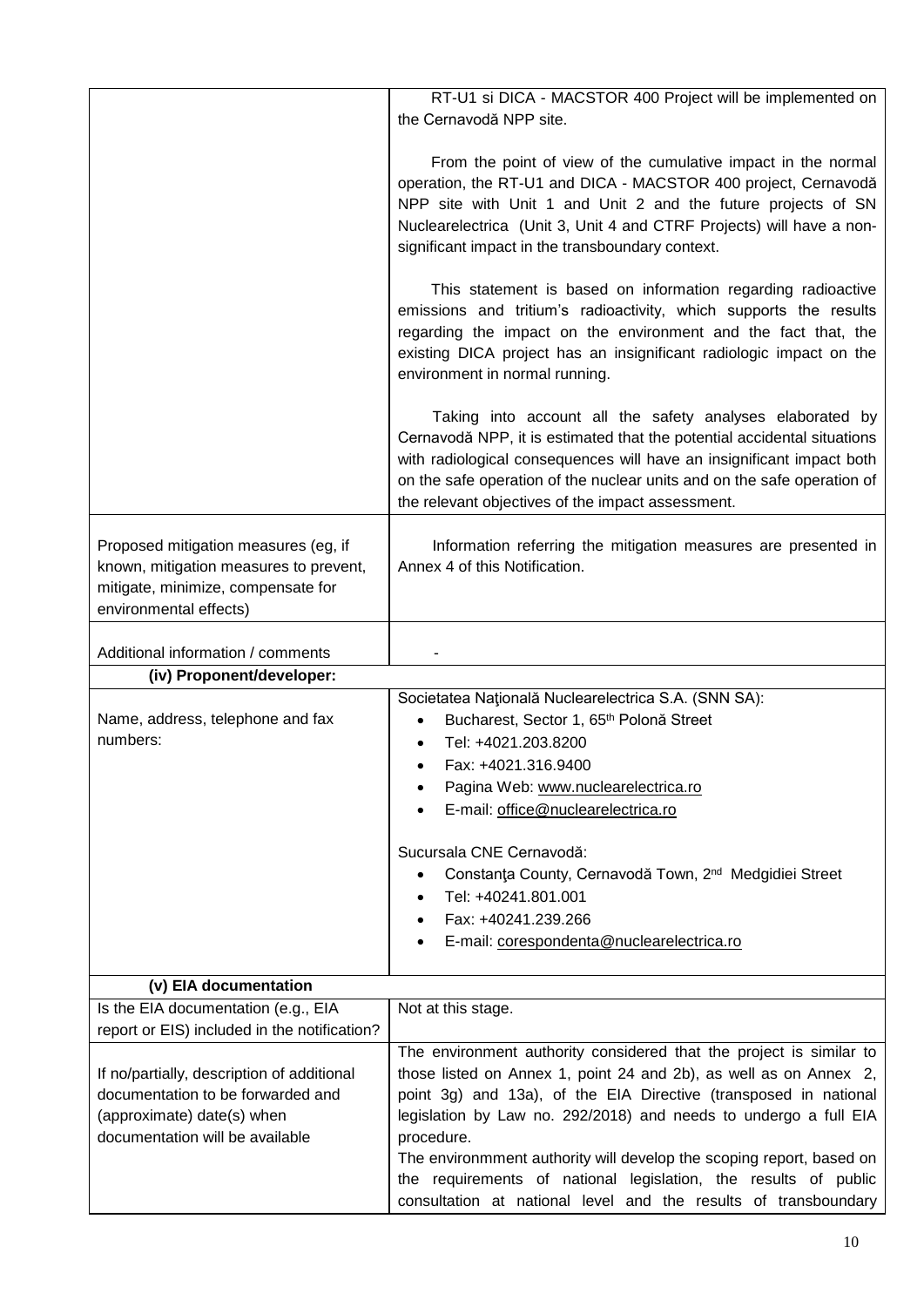| | |
|---|---|
| | RT-U1 si DICA - MACSTOR 400 Project will be implemented on the Cernavodă NPP site.<br><br>From the point of view of the cumulative impact in the normal operation, the RT-U1 and DICA - MACSTOR 400 project, Cernavodă NPP site with Unit 1 and Unit 2 and the future projects of SN Nuclearelectrica (Unit 3, Unit 4 and CTRF Projects) will have a non-significant impact in the transboundary context.<br><br>This statement is based on information regarding radioactive emissions and tritium's radioactivity, which supports the results regarding the impact on the environment and the fact that, the existing DICA project has an insignificant radiologic impact on the environment in normal running.<br><br>Taking into account all the safety analyses elaborated by Cernavodă NPP, it is estimated that the potential accidental situations with radiological consequences will have an insignificant impact both on the safe operation of the nuclear units and on the safe operation of the relevant objectives of the impact assessment. |
| Proposed mitigation measures (eg, if known, mitigation measures to prevent, mitigate, minimize, compensate for environmental effects) | Information referring the mitigation measures are presented in Annex 4 of this Notification. |
| Additional information / comments | - |
| **(iv) Proponent/developer:** | |
| Name, address, telephone and fax numbers: | Societatea Naţională Nuclearelectrica S.A. (SNN SA):<br>• Bucharest, Sector 1, 65th Polonă Street<br>• Tel: +4021.203.8200<br>• Fax: +4021.316.9400<br>• Pagina Web: www.nuclearelectrica.ro<br>• E-mail: office@nuclearelectrica.ro<br><br>Sucursala CNE Cernavodă:<br>• Constanţa County, Cernavodă Town, 2nd Medgidiei Street<br>• Tel: +40241.801.001<br>• Fax: +40241.239.266<br>• E-mail: corespondenta@nuclearelectrica.ro |
| **(v) EIA documentation** | |
| Is the EIA documentation (e.g., EIA report or EIS) included in the notification? | Not at this stage. |
| If no/partially, description of additional documentation to be forwarded and (approximate) date(s) when documentation will be available | The environment authority considered that the project is similar to those listed on Annex 1, point 24 and 2b), as well as on Annex 2, point 3g) and 13a), of the EIA Directive (transposed in national legislation by Law no. 292/2018) and needs to undergo a full EIA procedure.<br>The environmment authority will develop the scoping report, based on the requirements of national legislation, the results of public consultation at national level and the results of transboundary |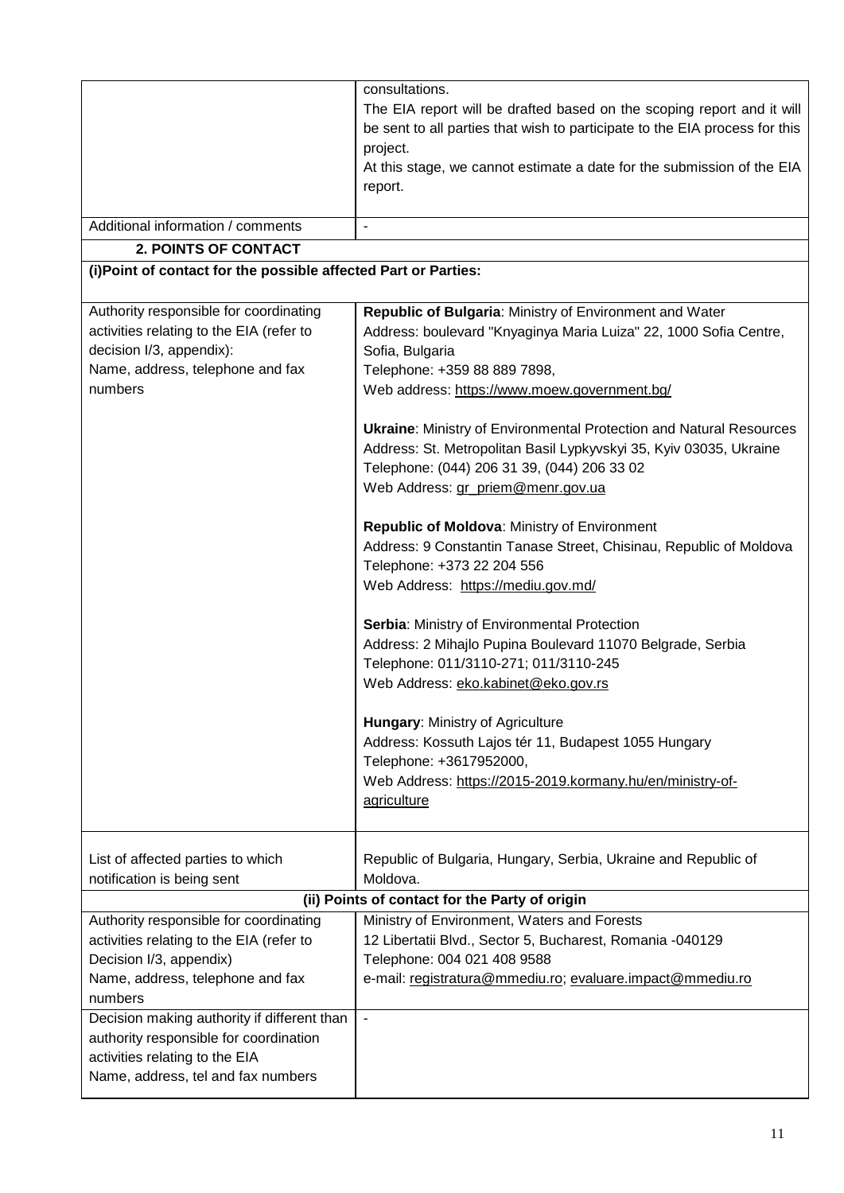| | |
|---|---|
| | consultations.<br>The EIA report will be drafted based on the scoping report and it will be sent to all parties that wish to participate to the EIA process for this project.<br>At this stage, we cannot estimate a date for the submission of the EIA report. |
| Additional information / comments | - |
| **2. POINTS OF CONTACT** | |
| **(i)Point of contact for the possible affected Part or Parties:** | |
| Authority responsible for coordinating activities relating to the EIA (refer to decision I/3, appendix):<br>Name, address, telephone and fax numbers | **Republic of Bulgaria**: Ministry of Environment and Water<br>Address: boulevard "Knyaginya Maria Luiza" 22, 1000 Sofia Centre, Sofia, Bulgaria<br>Telephone: +359 88 889 7898,<br>Web address: https://www.moew.government.bg/<br><br>**Ukraine**: Ministry of Environmental Protection and Natural Resources<br>Address: St. Metropolitan Basil Lypkyvskyi 35, Kyiv 03035, Ukraine<br>Telephone: (044) 206 31 39, (044) 206 33 02<br>Web Address: gr_priem@menr.gov.ua<br><br>**Republic of Moldova**: Ministry of Environment<br>Address: 9 Constantin Tanase Street, Chisinau, Republic of Moldova<br>Telephone: +373 22 204 556<br>Web Address: https://mediu.gov.md/<br><br>**Serbia**: Ministry of Environmental Protection<br>Address: 2 Mihajlo Pupina Boulevard 11070 Belgrade, Serbia<br>Telephone: 011/3110-271; 011/3110-245<br>Web Address: eko.kabinet@eko.gov.rs<br><br>**Hungary**: Ministry of Agriculture<br>Address: Kossuth Lajos tér 11, Budapest 1055 Hungary<br>Telephone: +3617952000,<br>Web Address: https://2015-2019.kormany.hu/en/ministry-of-agriculture |
| List of affected parties to which notification is being sent | Republic of Bulgaria, Hungary, Serbia, Ukraine and Republic of Moldova. |
| **(ii) Points of contact for the Party of origin** | |
| Authority responsible for coordinating activities relating to the EIA (refer to Decision I/3, appendix)<br>Name, address, telephone and fax numbers | Ministry of Environment, Waters and Forests<br>12 Libertatii Blvd., Sector 5, Bucharest, Romania -040129<br>Telephone: 004 021 408 9588<br>e-mail: registratura@mmediu.ro; evaluare.impact@mmediu.ro |
| Decision making authority if different than authority responsible for coordination activities relating to the EIA<br>Name, address, tel and fax numbers | - |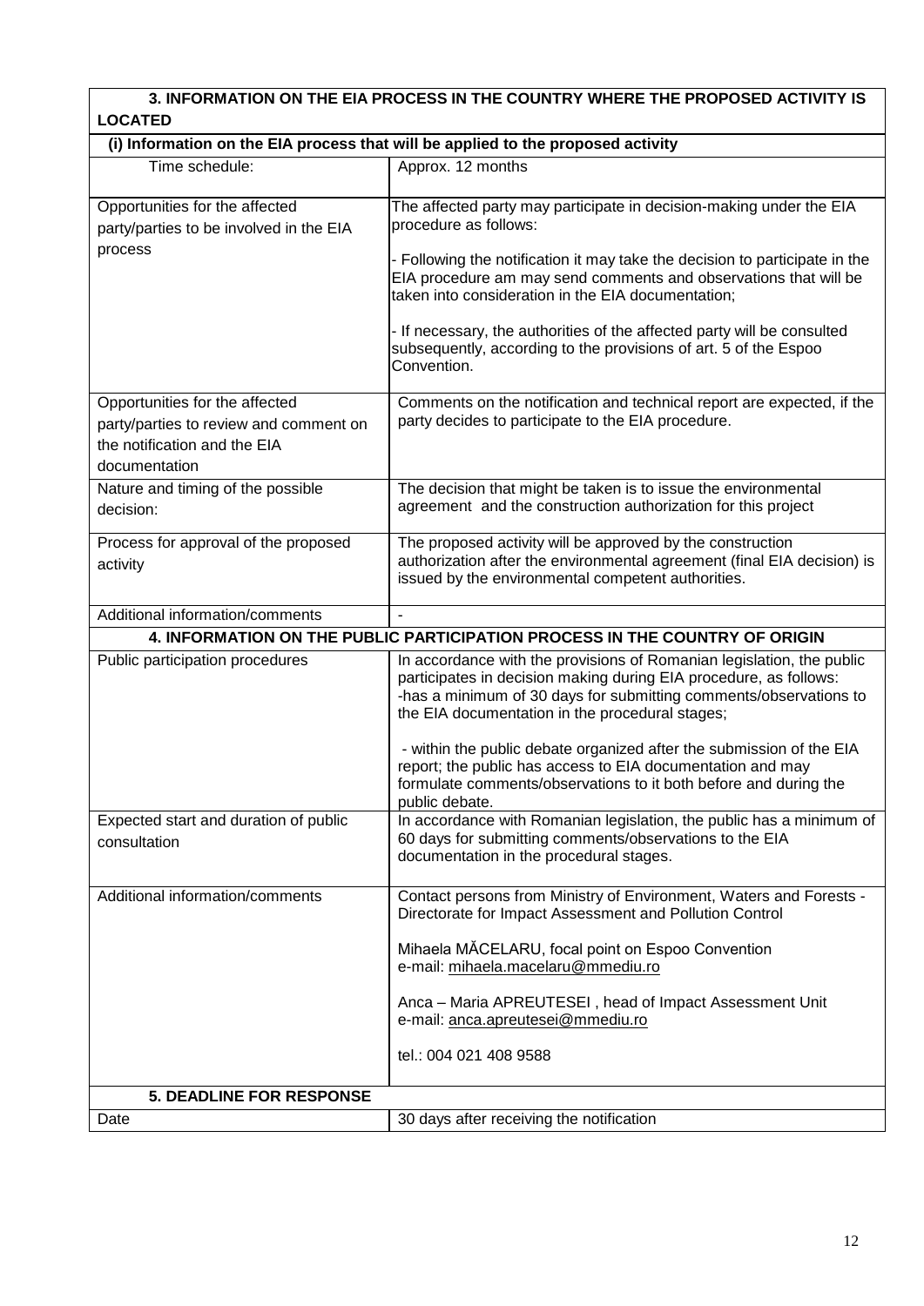| **3. INFORMATION ON THE EIA PROCESS IN THE COUNTRY WHERE THE PROPOSED ACTIVITY IS LOCATED** | |
|---|---|
| **(i) Information on the EIA process that will be applied to the proposed activity** | |
| Time schedule: | Approx. 12 months |
| Opportunities for the affected party/parties to be involved in the EIA process | The affected party may participate in decision-making under the EIA procedure as follows:<br><br>- Following the notification it may take the decision to participate in the EIA procedure am may send comments and observations that will be taken into consideration in the EIA documentation;<br><br>- If necessary, the authorities of the affected party will be consulted subsequently, according to the provisions of art. 5 of the Espoo Convention. |
| Opportunities for the affected party/parties to review and comment on the notification and the EIA documentation | Comments on the notification and technical report are expected, if the party decides to participate to the EIA procedure. |
| Nature and timing of the possible decision: | The decision that might be taken is to issue the environmental agreement and the construction authorization for this project |
| Process for approval of the proposed activity | The proposed activity will be approved by the construction authorization after the environmental agreement (final EIA decision) is issued by the environmental competent authorities. |
| Additional information/comments | - |
| **4. INFORMATION ON THE PUBLIC PARTICIPATION PROCESS IN THE COUNTRY OF ORIGIN** | |
| Public participation procedures | In accordance with the provisions of Romanian legislation, the public participates in decision making during EIA procedure, as follows:<br>-has a minimum of 30 days for submitting comments/observations to the EIA documentation in the procedural stages;<br><br>- within the public debate organized after the submission of the EIA report; the public has access to EIA documentation and may formulate comments/observations to it both before and during the public debate. |
| Expected start and duration of public consultation | In accordance with Romanian legislation, the public has a minimum of 60 days for submitting comments/observations to the EIA documentation in the procedural stages. |
| Additional information/comments | Contact persons from Ministry of Environment, Waters and Forests - Directorate for Impact Assessment and Pollution Control<br><br>Mihaela MĂCELARU, focal point on Espoo Convention<br>e-mail: mihaela.macelaru@mmediu.ro<br><br>Anca – Maria APREUTESEI , head of Impact Assessment Unit<br>e-mail: anca.apreutesei@mmediu.ro<br><br>tel.: 004 021 408 9588 |
| **5. DEADLINE FOR RESPONSE** | |
| Date | 30 days after receiving the notification |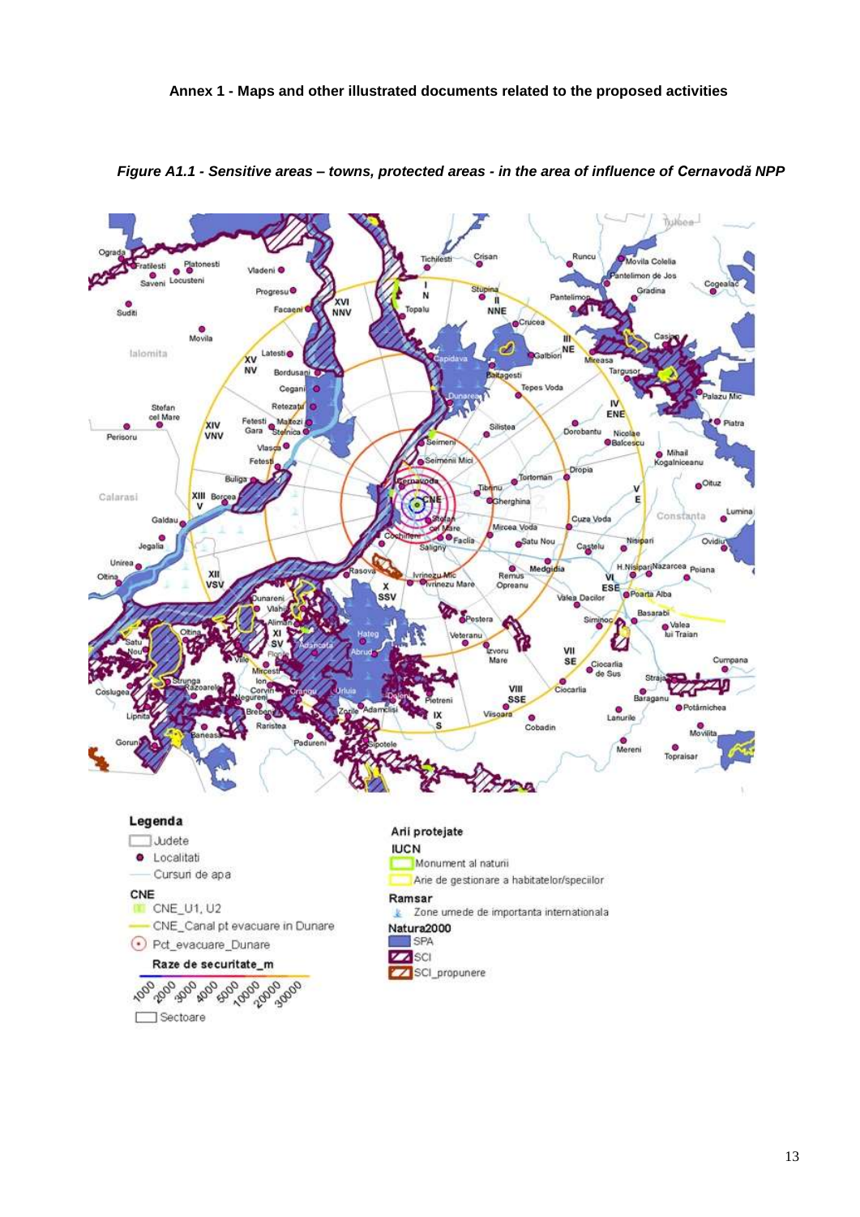**Annex 1 - Maps and other illustrated documents related to the proposed activities**

*Figure A1.1 - Sensitive areas – towns, protected areas - in the area of influence of Cernavodă NPP*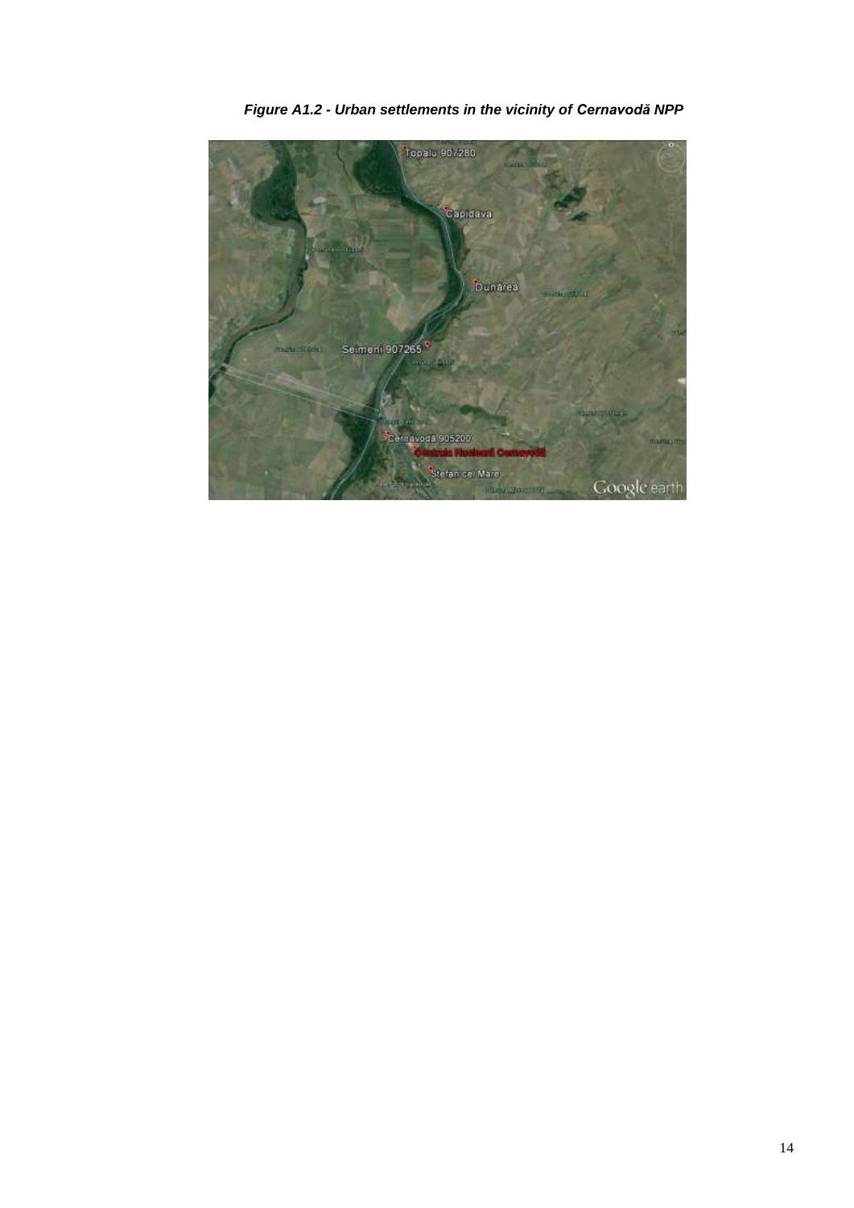*Figure A1.2 - Urban settlements in the vicinity of Cernavodă NPP*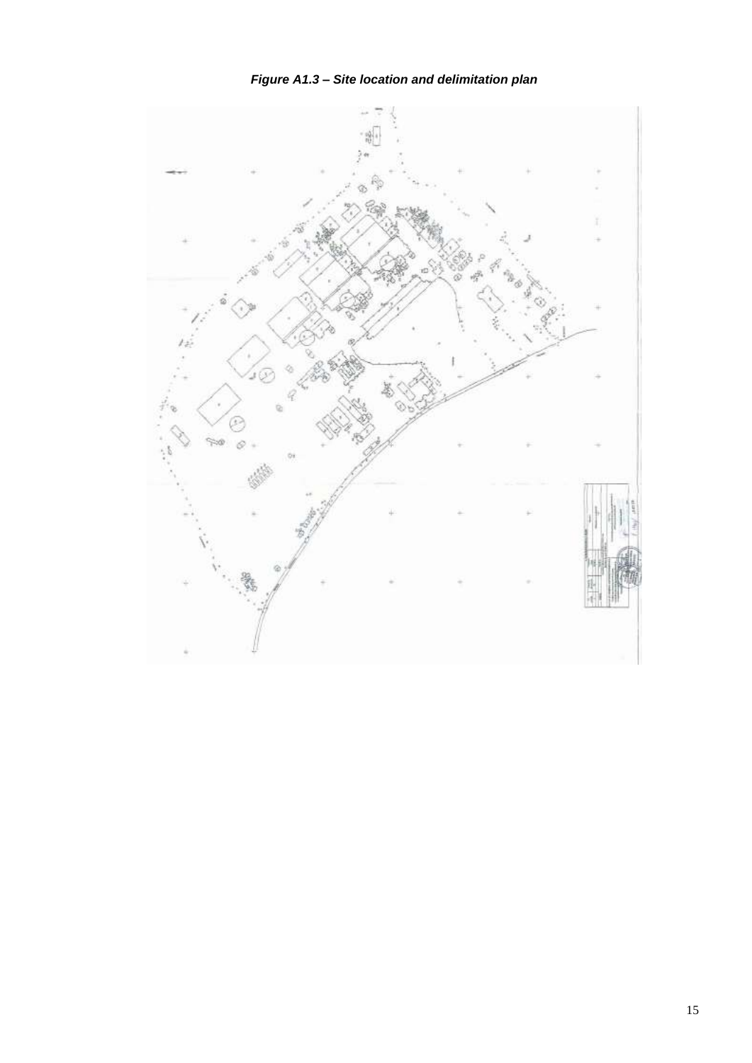***Figure A1.3 – Site location and delimitation plan***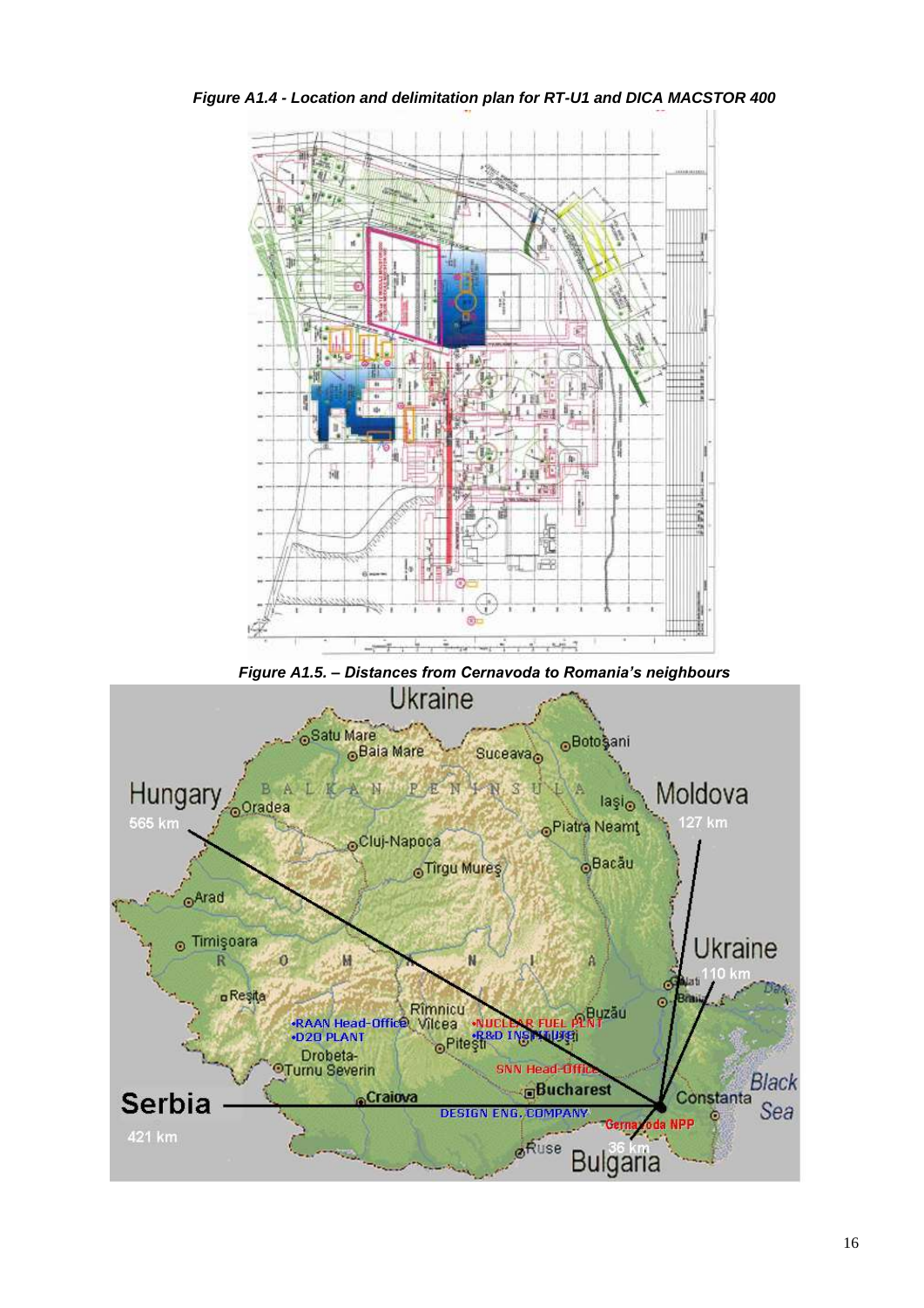*Figure A1.4 - Location and delimitation plan for RT-U1 and DICA MACSTOR 400*

*Figure A1.5. – Distances from Cernavoda to Romania's neighbours*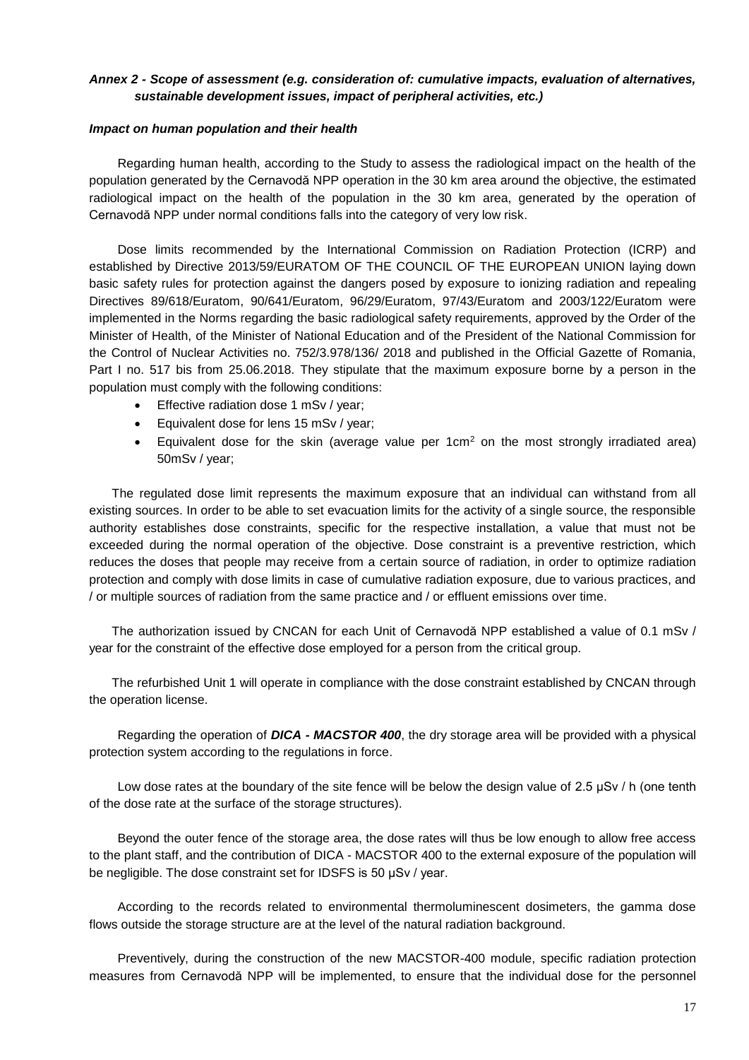***Annex 2 - Scope of assessment (e.g. consideration of: cumulative impacts, evaluation of alternatives, sustainable development issues, impact of peripheral activities, etc.)***

***Impact on human population and their health***

Regarding human health, according to the Study to assess the radiological impact on the health of the population generated by the Cernavodă NPP operation in the 30 km area around the objective, the estimated radiological impact on the health of the population in the 30 km area, generated by the operation of Cernavodă NPP under normal conditions falls into the category of very low risk.

Dose limits recommended by the International Commission on Radiation Protection (ICRP) and established by Directive 2013/59/EURATOM OF THE COUNCIL OF THE EUROPEAN UNION laying down basic safety rules for protection against the dangers posed by exposure to ionizing radiation and repealing Directives 89/618/Euratom, 90/641/Euratom, 96/29/Euratom, 97/43/Euratom and 2003/122/Euratom were implemented in the Norms regarding the basic radiological safety requirements, approved by the Order of the Minister of Health, of the Minister of National Education and of the President of the National Commission for the Control of Nuclear Activities no. 752/3.978/136/ 2018 and published in the Official Gazette of Romania, Part I no. 517 bis from 25.06.2018. They stipulate that the maximum exposure borne by a person in the population must comply with the following conditions:

- Effective radiation dose 1 mSv / year;
- Equivalent dose for lens 15 mSv / year;
- Equivalent dose for the skin (average value per 1cm$^2$ on the most strongly irradiated area) 50mSv / year;

The regulated dose limit represents the maximum exposure that an individual can withstand from all existing sources. In order to be able to set evacuation limits for the activity of a single source, the responsible authority establishes dose constraints, specific for the respective installation, a value that must not be exceeded during the normal operation of the objective. Dose constraint is a preventive restriction, which reduces the doses that people may receive from a certain source of radiation, in order to optimize radiation protection and comply with dose limits in case of cumulative radiation exposure, due to various practices, and / or multiple sources of radiation from the same practice and / or effluent emissions over time.

The authorization issued by CNCAN for each Unit of Cernavodă NPP established a value of 0.1 mSv / year for the constraint of the effective dose employed for a person from the critical group.

The refurbished Unit 1 will operate in compliance with the dose constraint established by CNCAN through the operation license.

Regarding the operation of ***DICA - MACSTOR 400***, the dry storage area will be provided with a physical protection system according to the regulations in force.

Low dose rates at the boundary of the site fence will be below the design value of 2.5 μSv / h (one tenth of the dose rate at the surface of the storage structures).

Beyond the outer fence of the storage area, the dose rates will thus be low enough to allow free access to the plant staff, and the contribution of DICA - MACSTOR 400 to the external exposure of the population will be negligible. The dose constraint set for IDSFS is 50 μSv / year.

According to the records related to environmental thermoluminescent dosimeters, the gamma dose flows outside the storage structure are at the level of the natural radiation background.

Preventively, during the construction of the new MACSTOR-400 module, specific radiation protection measures from Cernavodă NPP will be implemented, to ensure that the individual dose for the personnel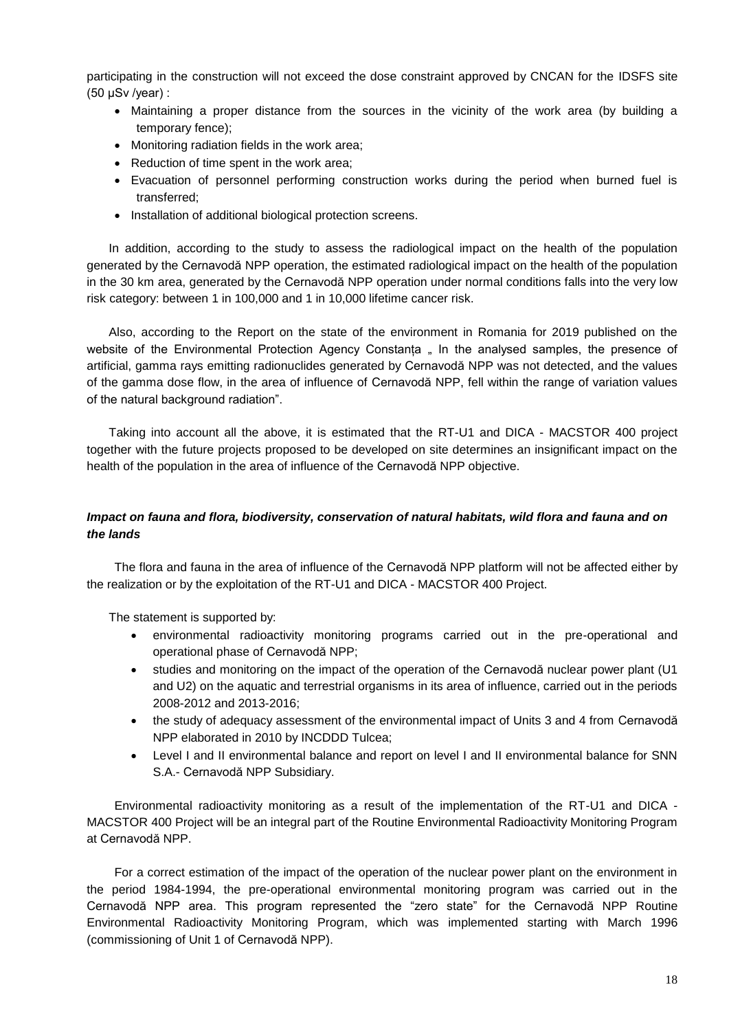participating in the construction will not exceed the dose constraint approved by CNCAN for the IDSFS site (50 μSv /year) :

- Maintaining a proper distance from the sources in the vicinity of the work area (by building a temporary fence);
- Monitoring radiation fields in the work area;
- Reduction of time spent in the work area;
- Evacuation of personnel performing construction works during the period when burned fuel is transferred;
- Installation of additional biological protection screens.

In addition, according to the study to assess the radiological impact on the health of the population generated by the Cernavodă NPP operation, the estimated radiological impact on the health of the population in the 30 km area, generated by the Cernavodă NPP operation under normal conditions falls into the very low risk category: between 1 in 100,000 and 1 in 10,000 lifetime cancer risk.

Also, according to the Report on the state of the environment in Romania for 2019 published on the website of the Environmental Protection Agency Constanța „ In the analysed samples, the presence of artificial, gamma rays emitting radionuclides generated by Cernavodă NPP was not detected, and the values of the gamma dose flow, in the area of influence of Cernavodă NPP, fell within the range of variation values of the natural background radiation".

Taking into account all the above, it is estimated that the RT-U1 and DICA - MACSTOR 400 project together with the future projects proposed to be developed on site determines an insignificant impact on the health of the population in the area of influence of the Cernavodă NPP objective.

***Impact on fauna and flora, biodiversity, conservation of natural habitats, wild flora and fauna and on the lands***

The flora and fauna in the area of influence of the Cernavodă NPP platform will not be affected either by the realization or by the exploitation of the RT-U1 and DICA - MACSTOR 400 Project.

The statement is supported by:

- environmental radioactivity monitoring programs carried out in the pre-operational and operational phase of Cernavodă NPP;
- studies and monitoring on the impact of the operation of the Cernavodă nuclear power plant (U1 and U2) on the aquatic and terrestrial organisms in its area of influence, carried out in the periods 2008-2012 and 2013-2016;
- the study of adequacy assessment of the environmental impact of Units 3 and 4 from Cernavodă NPP elaborated in 2010 by INCDDD Tulcea;
- Level I and II environmental balance and report on level I and II environmental balance for SNN S.A.- Cernavodă NPP Subsidiary.

Environmental radioactivity monitoring as a result of the implementation of the RT-U1 and DICA - MACSTOR 400 Project will be an integral part of the Routine Environmental Radioactivity Monitoring Program at Cernavodă NPP.

For a correct estimation of the impact of the operation of the nuclear power plant on the environment in the period 1984-1994, the pre-operational environmental monitoring program was carried out in the Cernavodă NPP area. This program represented the "zero state" for the Cernavodă NPP Routine Environmental Radioactivity Monitoring Program, which was implemented starting with March 1996 (commissioning of Unit 1 of Cernavodă NPP).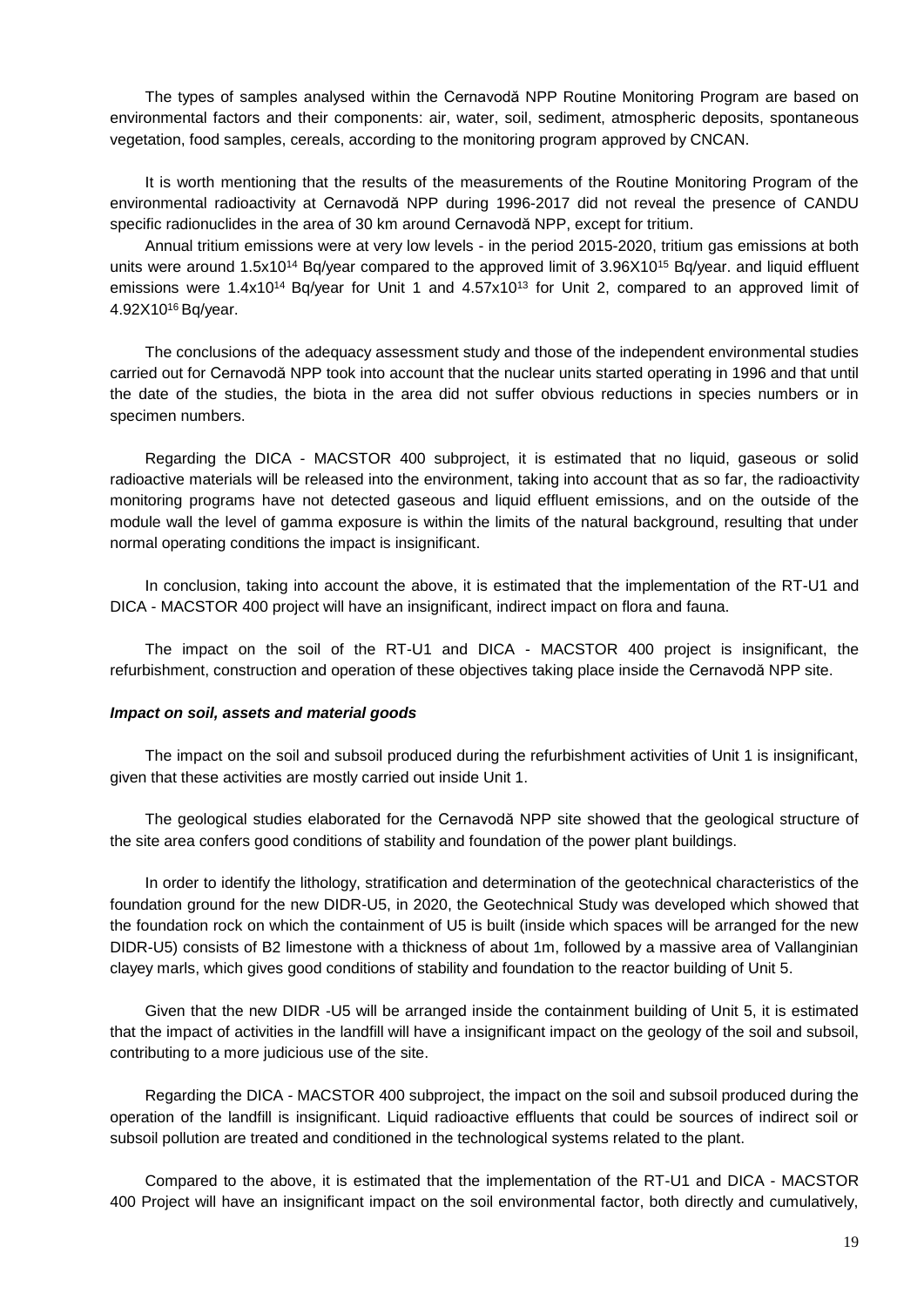The types of samples analysed within the Cernavodă NPP Routine Monitoring Program are based on environmental factors and their components: air, water, soil, sediment, atmospheric deposits, spontaneous vegetation, food samples, cereals, according to the monitoring program approved by CNCAN.

It is worth mentioning that the results of the measurements of the Routine Monitoring Program of the environmental radioactivity at Cernavodă NPP during 1996-2017 did not reveal the presence of CANDU specific radionuclides in the area of 30 km around Cernavodă NPP, except for tritium.

Annual tritium emissions were at very low levels - in the period 2015-2020, tritium gas emissions at both units were around $1.5x10^{14}$ Bq/year compared to the approved limit of $3.96X10^{15}$ Bq/year. and liquid effluent emissions were $1.4x10^{14}$ Bq/year for Unit 1 and $4.57x10^{13}$ for Unit 2, compared to an approved limit of $4.92X10^{16}$ Bq/year.

The conclusions of the adequacy assessment study and those of the independent environmental studies carried out for Cernavodă NPP took into account that the nuclear units started operating in 1996 and that until the date of the studies, the biota in the area did not suffer obvious reductions in species numbers or in specimen numbers.

Regarding the DICA - MACSTOR 400 subproject, it is estimated that no liquid, gaseous or solid radioactive materials will be released into the environment, taking into account that as so far, the radioactivity monitoring programs have not detected gaseous and liquid effluent emissions, and on the outside of the module wall the level of gamma exposure is within the limits of the natural background, resulting that under normal operating conditions the impact is insignificant.

In conclusion, taking into account the above, it is estimated that the implementation of the RT-U1 and DICA - MACSTOR 400 project will have an insignificant, indirect impact on flora and fauna.

The impact on the soil of the RT-U1 and DICA - MACSTOR 400 project is insignificant, the refurbishment, construction and operation of these objectives taking place inside the Cernavodă NPP site.

***Impact on soil, assets and material goods***

The impact on the soil and subsoil produced during the refurbishment activities of Unit 1 is insignificant, given that these activities are mostly carried out inside Unit 1.

The geological studies elaborated for the Cernavodă NPP site showed that the geological structure of the site area confers good conditions of stability and foundation of the power plant buildings.

In order to identify the lithology, stratification and determination of the geotechnical characteristics of the foundation ground for the new DIDR-U5, in 2020, the Geotechnical Study was developed which showed that the foundation rock on which the containment of U5 is built (inside which spaces will be arranged for the new DIDR-U5) consists of B2 limestone with a thickness of about 1m, followed by a massive area of Vallanginian clayey marls, which gives good conditions of stability and foundation to the reactor building of Unit 5.

Given that the new DIDR -U5 will be arranged inside the containment building of Unit 5, it is estimated that the impact of activities in the landfill will have a insignificant impact on the geology of the soil and subsoil, contributing to a more judicious use of the site.

Regarding the DICA - MACSTOR 400 subproject, the impact on the soil and subsoil produced during the operation of the landfill is insignificant. Liquid radioactive effluents that could be sources of indirect soil or subsoil pollution are treated and conditioned in the technological systems related to the plant.

Compared to the above, it is estimated that the implementation of the RT-U1 and DICA - MACSTOR 400 Project will have an insignificant impact on the soil environmental factor, both directly and cumulatively,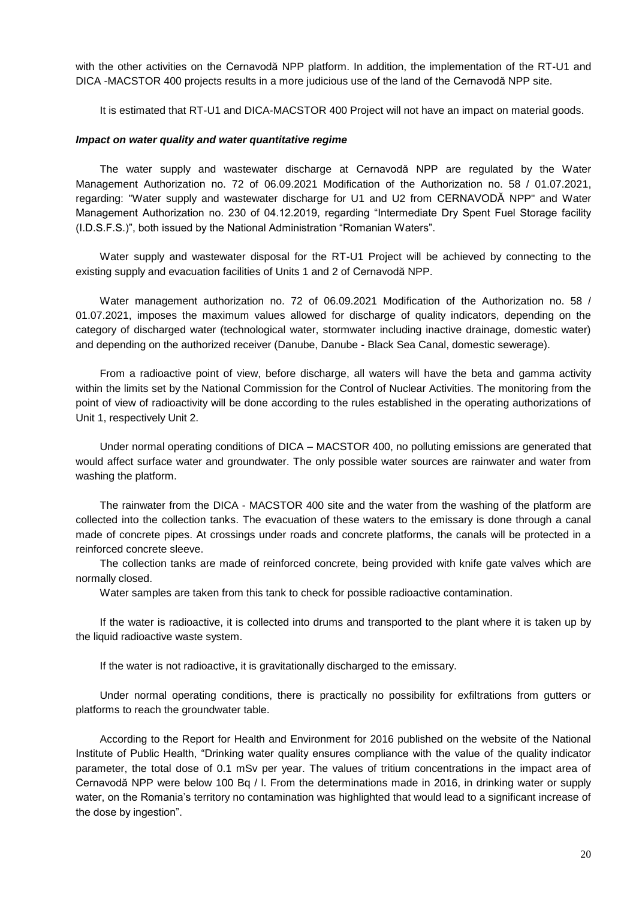with the other activities on the Cernavodă NPP platform. In addition, the implementation of the RT-U1 and DICA -MACSTOR 400 projects results in a more judicious use of the land of the Cernavodă NPP site.

It is estimated that RT-U1 and DICA-MACSTOR 400 Project will not have an impact on material goods.

***Impact on water quality and water quantitative regime***

The water supply and wastewater discharge at Cernavodă NPP are regulated by the Water Management Authorization no. 72 of 06.09.2021 Modification of the Authorization no. 58 / 01.07.2021, regarding: "Water supply and wastewater discharge for U1 and U2 from CERNAVODĂ NPP" and Water Management Authorization no. 230 of 04.12.2019, regarding "Intermediate Dry Spent Fuel Storage facility (I.D.S.F.S.)", both issued by the National Administration "Romanian Waters".

Water supply and wastewater disposal for the RT-U1 Project will be achieved by connecting to the existing supply and evacuation facilities of Units 1 and 2 of Cernavodă NPP.

Water management authorization no. 72 of 06.09.2021 Modification of the Authorization no. 58 / 01.07.2021, imposes the maximum values allowed for discharge of quality indicators, depending on the category of discharged water (technological water, stormwater including inactive drainage, domestic water) and depending on the authorized receiver (Danube, Danube - Black Sea Canal, domestic sewerage).

From a radioactive point of view, before discharge, all waters will have the beta and gamma activity within the limits set by the National Commission for the Control of Nuclear Activities. The monitoring from the point of view of radioactivity will be done according to the rules established in the operating authorizations of Unit 1, respectively Unit 2.

Under normal operating conditions of DICA – MACSTOR 400, no polluting emissions are generated that would affect surface water and groundwater. The only possible water sources are rainwater and water from washing the platform.

The rainwater from the DICA - MACSTOR 400 site and the water from the washing of the platform are collected into the collection tanks. The evacuation of these waters to the emissary is done through a canal made of concrete pipes. At crossings under roads and concrete platforms, the canals will be protected in a reinforced concrete sleeve.

The collection tanks are made of reinforced concrete, being provided with knife gate valves which are normally closed.

Water samples are taken from this tank to check for possible radioactive contamination.

If the water is radioactive, it is collected into drums and transported to the plant where it is taken up by the liquid radioactive waste system.

If the water is not radioactive, it is gravitationally discharged to the emissary.

Under normal operating conditions, there is practically no possibility for exfiltrations from gutters or platforms to reach the groundwater table.

According to the Report for Health and Environment for 2016 published on the website of the National Institute of Public Health, "Drinking water quality ensures compliance with the value of the quality indicator parameter, the total dose of 0.1 mSv per year. The values of tritium concentrations in the impact area of Cernavodă NPP were below 100 Bq / l. From the determinations made in 2016, in drinking water or supply water, on the Romania's territory no contamination was highlighted that would lead to a significant increase of the dose by ingestion".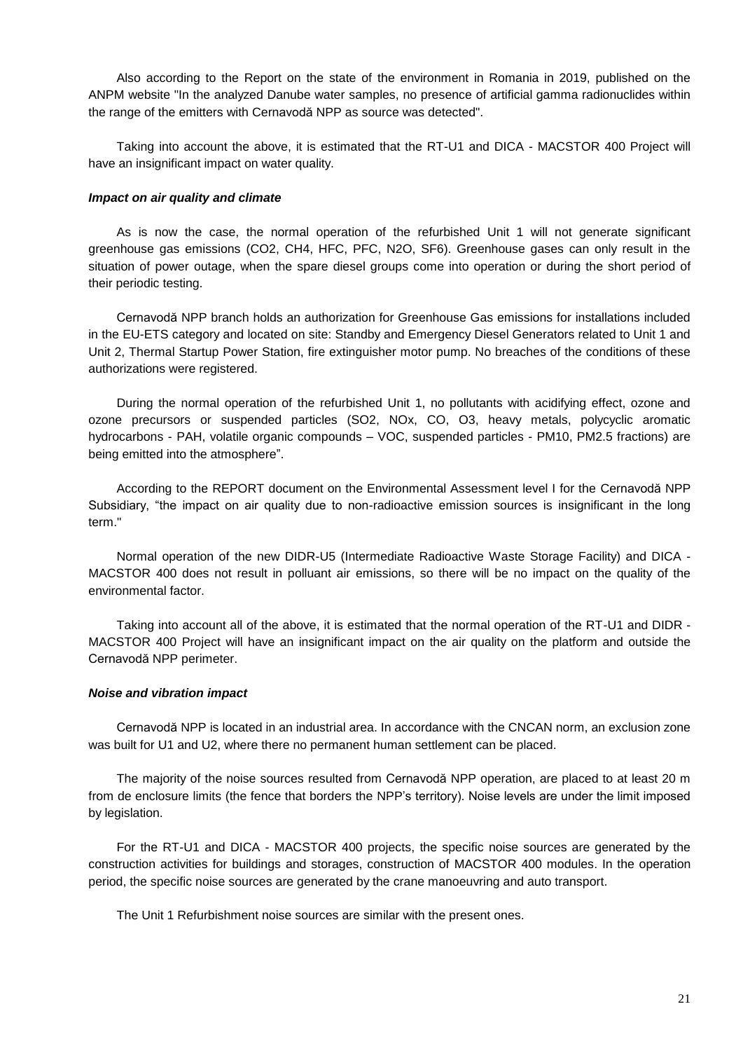Also according to the Report on the state of the environment in Romania in 2019, published on the ANPM website "In the analyzed Danube water samples, no presence of artificial gamma radionuclides within the range of the emitters with Cernavodă NPP as source was detected".

Taking into account the above, it is estimated that the RT-U1 and DICA - MACSTOR 400 Project will have an insignificant impact on water quality.

***Impact on air quality and climate***

As is now the case, the normal operation of the refurbished Unit 1 will not generate significant greenhouse gas emissions ($CO_2$, $CH_4$, HFC, PFC, $N_2O$, $SF_6$). Greenhouse gases can only result in the situation of power outage, when the spare diesel groups come into operation or during the short period of their periodic testing.

Cernavodă NPP branch holds an authorization for Greenhouse Gas emissions for installations included in the EU-ETS category and located on site: Standby and Emergency Diesel Generators related to Unit 1 and Unit 2, Thermal Startup Power Station, fire extinguisher motor pump. No breaches of the conditions of these authorizations were registered.

During the normal operation of the refurbished Unit 1, no pollutants with acidifying effect, ozone and ozone precursors or suspended particles ($SO_2$, $NO_x$, CO, $O_3$, heavy metals, polycyclic aromatic hydrocarbons - PAH, volatile organic compounds – VOC, suspended particles - PM10, PM2.5 fractions) are being emitted into the atmosphere".

According to the REPORT document on the Environmental Assessment level I for the Cernavodă NPP Subsidiary, "the impact on air quality due to non-radioactive emission sources is insignificant in the long term."

Normal operation of the new DIDR-U5 (Intermediate Radioactive Waste Storage Facility) and DICA - MACSTOR 400 does not result in polluant air emissions, so there will be no impact on the quality of the environmental factor.

Taking into account all of the above, it is estimated that the normal operation of the RT-U1 and DIDR - MACSTOR 400 Project will have an insignificant impact on the air quality on the platform and outside the Cernavodă NPP perimeter.

***Noise and vibration impact***

Cernavodă NPP is located in an industrial area. In accordance with the CNCAN norm, an exclusion zone was built for U1 and U2, where there no permanent human settlement can be placed.

The majority of the noise sources resulted from Cernavodă NPP operation, are placed to at least 20 m from de enclosure limits (the fence that borders the NPP's territory). Noise levels are under the limit imposed by legislation.

For the RT-U1 and DICA - MACSTOR 400 projects, the specific noise sources are generated by the construction activities for buildings and storages, construction of MACSTOR 400 modules. In the operation period, the specific noise sources are generated by the crane manoeuvring and auto transport.

The Unit 1 Refurbishment noise sources are similar with the present ones.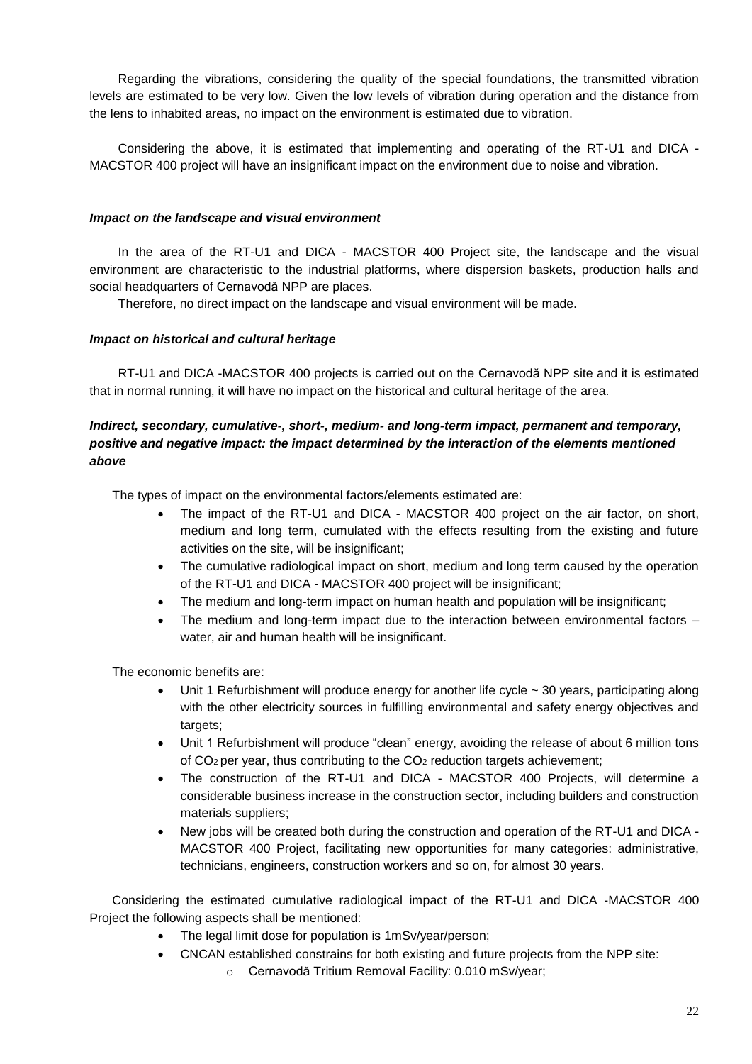Regarding the vibrations, considering the quality of the special foundations, the transmitted vibration levels are estimated to be very low. Given the low levels of vibration during operation and the distance from the lens to inhabited areas, no impact on the environment is estimated due to vibration.

Considering the above, it is estimated that implementing and operating of the RT-U1 and DICA - MACSTOR 400 project will have an insignificant impact on the environment due to noise and vibration.

***Impact on the landscape and visual environment***

In the area of the RT-U1 and DICA - MACSTOR 400 Project site, the landscape and the visual environment are characteristic to the industrial platforms, where dispersion baskets, production halls and social headquarters of Cernavodă NPP are places.

Therefore, no direct impact on the landscape and visual environment will be made.

***Impact on historical and cultural heritage***

RT-U1 and DICA -MACSTOR 400 projects is carried out on the Cernavodă NPP site and it is estimated that in normal running, it will have no impact on the historical and cultural heritage of the area.

***Indirect, secondary, cumulative-, short-, medium- and long-term impact, permanent and temporary, positive and negative impact: the impact determined by the interaction of the elements mentioned above***

The types of impact on the environmental factors/elements estimated are:

- The impact of the RT-U1 and DICA - MACSTOR 400 project on the air factor, on short, medium and long term, cumulated with the effects resulting from the existing and future activities on the site, will be insignificant;
- The cumulative radiological impact on short, medium and long term caused by the operation of the RT-U1 and DICA - MACSTOR 400 project will be insignificant;
- The medium and long-term impact on human health and population will be insignificant;
- The medium and long-term impact due to the interaction between environmental factors – water, air and human health will be insignificant.

The economic benefits are:

- Unit 1 Refurbishment will produce energy for another life cycle ~ 30 years, participating along with the other electricity sources in fulfilling environmental and safety energy objectives and targets;
- Unit 1 Refurbishment will produce "clean" energy, avoiding the release of about 6 million tons of $CO_2$ per year, thus contributing to the $CO_2$ reduction targets achievement;
- The construction of the RT-U1 and DICA - MACSTOR 400 Projects, will determine a considerable business increase in the construction sector, including builders and construction materials suppliers;
- New jobs will be created both during the construction and operation of the RT-U1 and DICA - MACSTOR 400 Project, facilitating new opportunities for many categories: administrative, technicians, engineers, construction workers and so on, for almost 30 years.

Considering the estimated cumulative radiological impact of the RT-U1 and DICA -MACSTOR 400 Project the following aspects shall be mentioned:

- The legal limit dose for population is 1mSv/year/person;
- CNCAN established constrains for both existing and future projects from the NPP site:
  - Cernavodă Tritium Removal Facility: 0.010 mSv/year;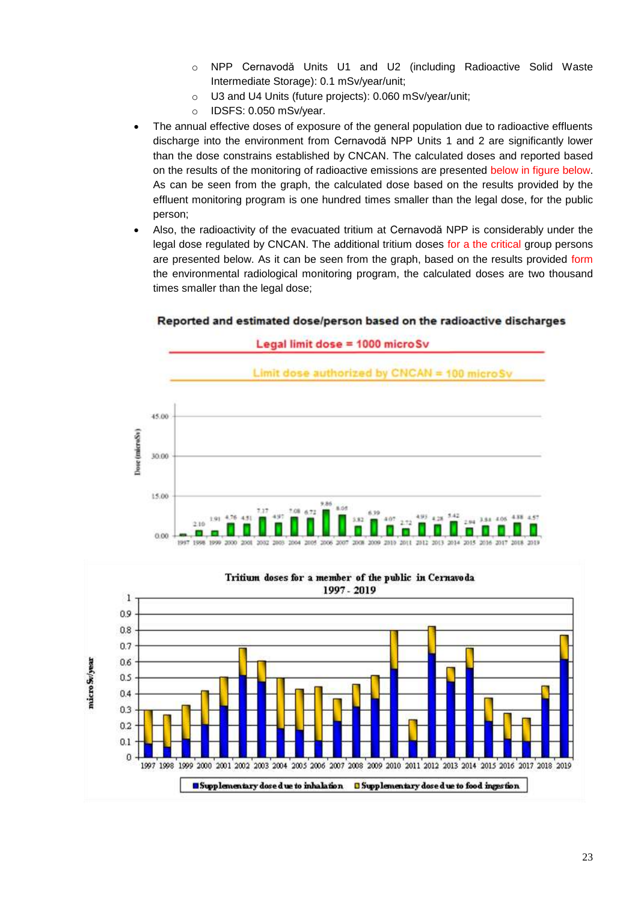- NPP Cernavodă Units U1 and U2 (including Radioactive Solid Waste Intermediate Storage): 0.1 mSv/year/unit;
  - U3 and U4 Units (future projects): 0.060 mSv/year/unit;
  - IDSFS: 0.050 mSv/year.
- The annual effective doses of exposure of the general population due to radioactive effluents discharge into the environment from Cernavodă NPP Units 1 and 2 are significantly lower than the dose constrains established by CNCAN. The calculated doses and reported based on the results of the monitoring of radioactive emissions are presented below in figure below. As can be seen from the graph, the calculated dose based on the results provided by the effluent monitoring program is one hundred times smaller than the legal dose, for the public person;
- Also, the radioactivity of the evacuated tritium at Cernavodă NPP is considerably under the legal dose regulated by CNCAN. The additional tritium doses for a the critical group persons are presented below. As it can be seen from the graph, based on the results provided form the environmental radiological monitoring program, the calculated doses are two thousand times smaller than the legal dose;

**Reported and estimated dose/person based on the radioactive discharges**

Legal limit dose = 1000 microSv

Limit dose authorized by CNCAN = 100 microSv

| Year | Dose (microSv) |
|---|---|
| 1997 | |
| 1998 | 2.10 |
| 1999 | 1.91 |
| 2000 | 4.76 |
| 2001 | 4.51 |
| 2002 | 7.17 |
| 2003 | 4.97 |
| 2004 | 7.08 |
| 2005 | 6.72 |
| 2006 | 9.86 |
| 2007 | 8.05 |
| 2008 | 3.82 |
| 2009 | 6.39 |
| 2010 | 4.07 |
| 2011 | 2.72 |
| 2012 | 4.93 |
| 2013 | 4.28 |
| 2014 | 5.42 |
| 2015 | 2.94 |
| 2016 | 3.84 |
| 2017 | 4.06 |
| 2018 | 4.88 |
| 2019 | 4.57 |

**Tritium doses for a member of the public in Cernavoda 1997 - 2019**

(micro Sv/year; ■ Supplementary dose due to inhalation; □ Supplementary dose due to food ingestion)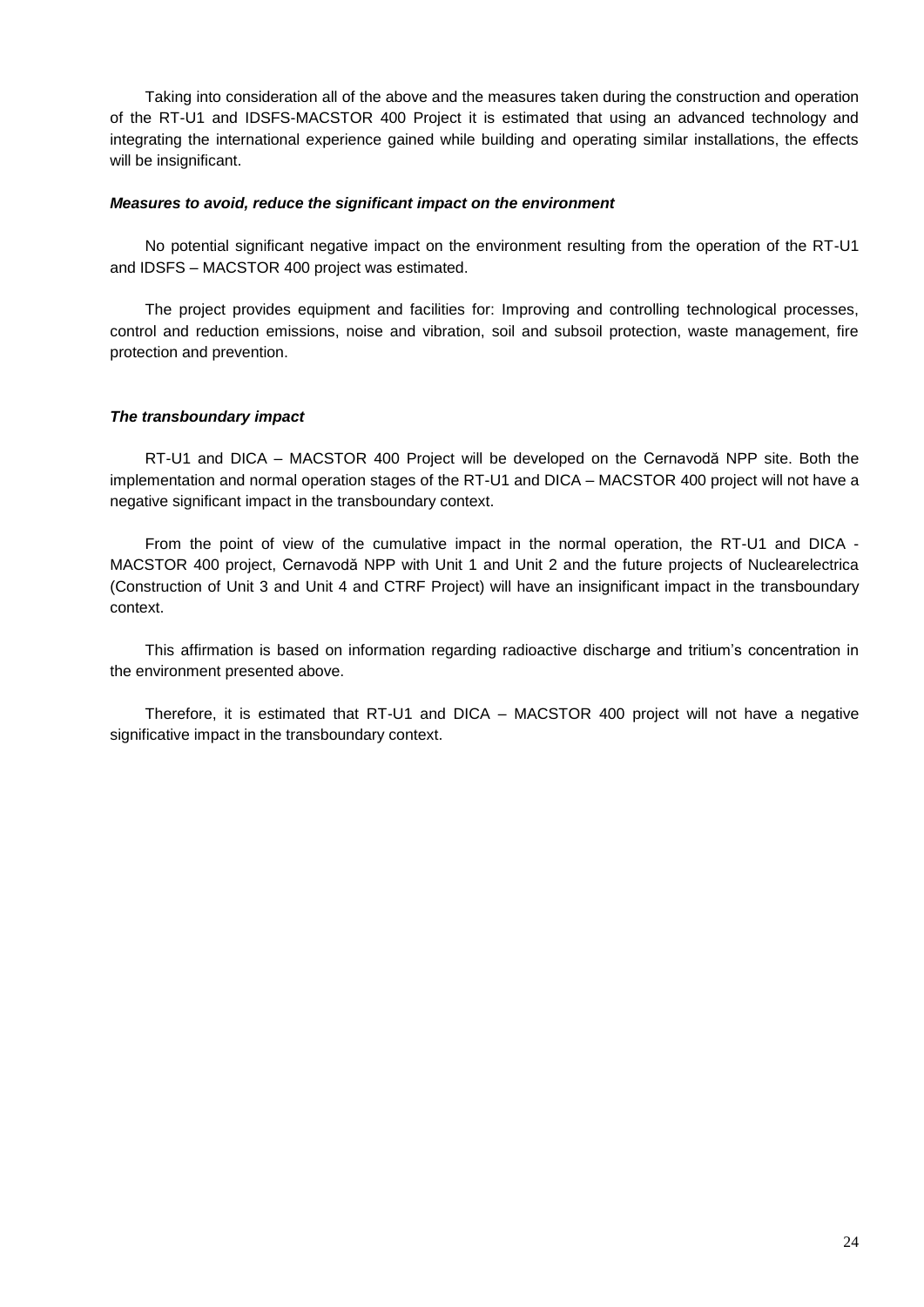Taking into consideration all of the above and the measures taken during the construction and operation of the RT-U1 and IDSFS-MACSTOR 400 Project it is estimated that using an advanced technology and integrating the international experience gained while building and operating similar installations, the effects will be insignificant.

***Measures to avoid, reduce the significant impact on the environment***

No potential significant negative impact on the environment resulting from the operation of the RT-U1 and IDSFS – MACSTOR 400 project was estimated.

The project provides equipment and facilities for: Improving and controlling technological processes, control and reduction emissions, noise and vibration, soil and subsoil protection, waste management, fire protection and prevention.

***The transboundary impact***

RT-U1 and DICA – MACSTOR 400 Project will be developed on the Cernavodă NPP site. Both the implementation and normal operation stages of the RT-U1 and DICA – MACSTOR 400 project will not have a negative significant impact in the transboundary context.

From the point of view of the cumulative impact in the normal operation, the RT-U1 and DICA - MACSTOR 400 project, Cernavodă NPP with Unit 1 and Unit 2 and the future projects of Nuclearelectrica (Construction of Unit 3 and Unit 4 and CTRF Project) will have an insignificant impact in the transboundary context.

This affirmation is based on information regarding radioactive discharge and tritium's concentration in the environment presented above.

Therefore, it is estimated that RT-U1 and DICA – MACSTOR 400 project will not have a negative significative impact in the transboundary context.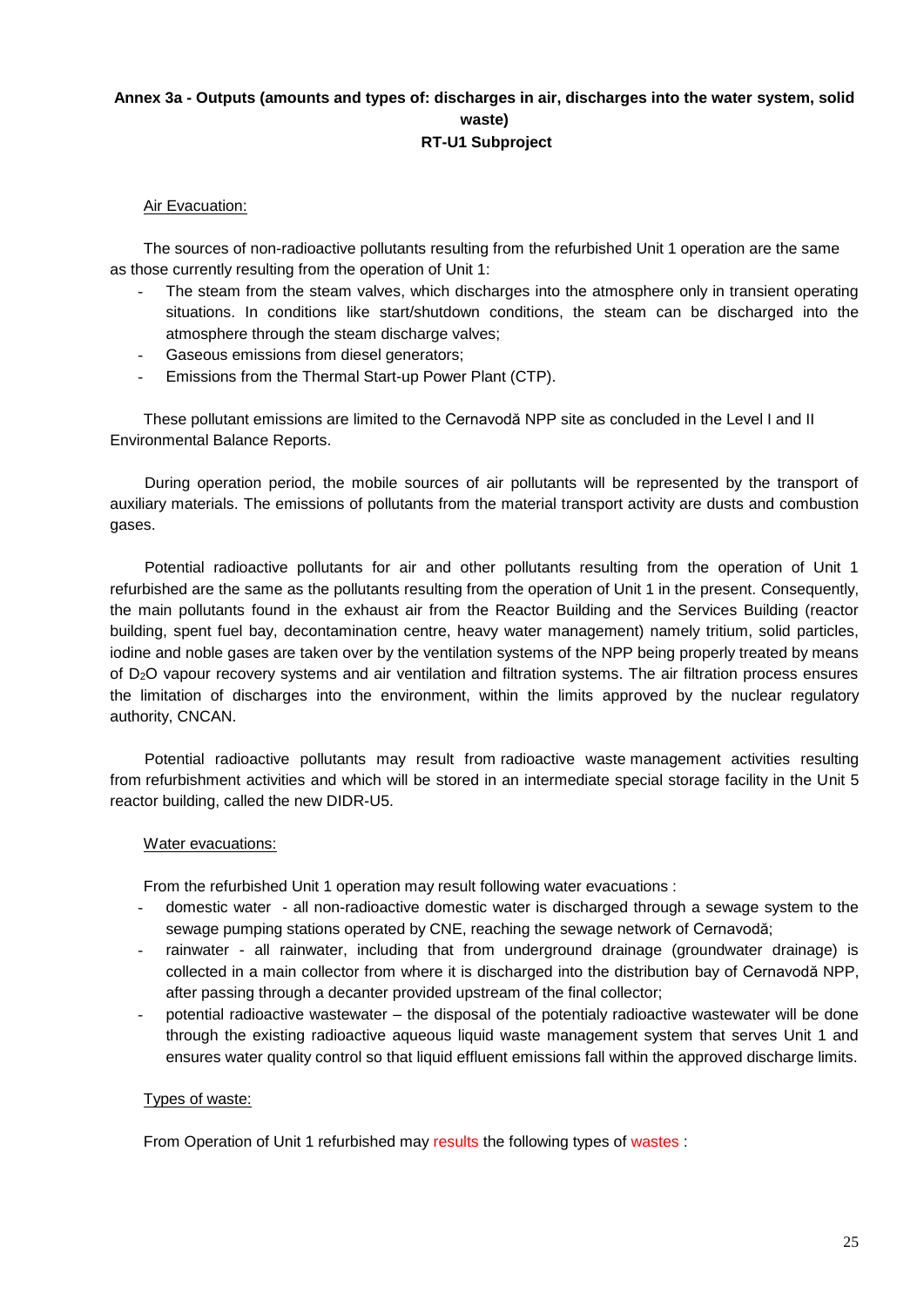## Annex 3a - Outputs (amounts and types of: discharges in air, discharges into the water system, solid waste) RT-U1 Subproject

Air Evacuation:

The sources of non-radioactive pollutants resulting from the refurbished Unit 1 operation are the same as those currently resulting from the operation of Unit 1:

- The steam from the steam valves, which discharges into the atmosphere only in transient operating situations. In conditions like start/shutdown conditions, the steam can be discharged into the atmosphere through the steam discharge valves;
- Gaseous emissions from diesel generators;
- Emissions from the Thermal Start-up Power Plant (CTP).

These pollutant emissions are limited to the Cernavodă NPP site as concluded in the Level I and II Environmental Balance Reports.

During operation period, the mobile sources of air pollutants will be represented by the transport of auxiliary materials. The emissions of pollutants from the material transport activity are dusts and combustion gases.

Potential radioactive pollutants for air and other pollutants resulting from the operation of Unit 1 refurbished are the same as the pollutants resulting from the operation of Unit 1 in the present. Consequently, the main pollutants found in the exhaust air from the Reactor Building and the Services Building (reactor building, spent fuel bay, decontamination centre, heavy water management) namely tritium, solid particles, iodine and noble gases are taken over by the ventilation systems of the NPP being properly treated by means of $D_2O$ vapour recovery systems and air ventilation and filtration systems. The air filtration process ensures the limitation of discharges into the environment, within the limits approved by the nuclear regulatory authority, CNCAN.

Potential radioactive pollutants may result from radioactive waste management activities resulting from refurbishment activities and which will be stored in an intermediate special storage facility in the Unit 5 reactor building, called the new DIDR-U5.

Water evacuations:

From the refurbished Unit 1 operation may result following water evacuations :

- domestic water - all non-radioactive domestic water is discharged through a sewage system to the sewage pumping stations operated by CNE, reaching the sewage network of Cernavodă;
- rainwater - all rainwater, including that from underground drainage (groundwater drainage) is collected in a main collector from where it is discharged into the distribution bay of Cernavodă NPP, after passing through a decanter provided upstream of the final collector;
- potential radioactive wastewater – the disposal of the potentialy radioactive wastewater will be done through the existing radioactive aqueous liquid waste management system that serves Unit 1 and ensures water quality control so that liquid effluent emissions fall within the approved discharge limits.

Types of waste:

From Operation of Unit 1 refurbished may results the following types of wastes :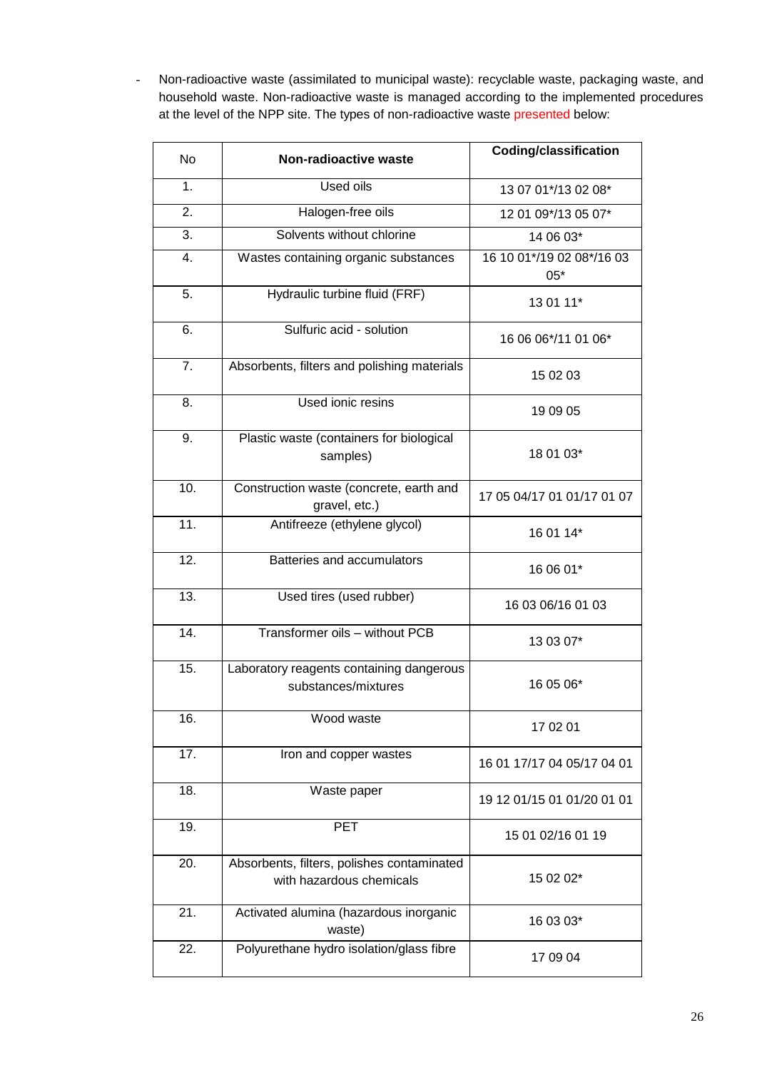- Non-radioactive waste (assimilated to municipal waste): recyclable waste, packaging waste, and household waste. Non-radioactive waste is managed according to the implemented procedures at the level of the NPP site. The types of non-radioactive waste presented below:

| No | Non-radioactive waste | Coding/classification |
|---|---|---|
| 1. | Used oils | 13 07 01*/13 02 08* |
| 2. | Halogen-free oils | 12 01 09*/13 05 07* |
| 3. | Solvents without chlorine | 14 06 03* |
| 4. | Wastes containing organic substances | 16 10 01*/19 02 08*/16 03 05* |
| 5. | Hydraulic turbine fluid (FRF) | 13 01 11* |
| 6. | Sulfuric acid - solution | 16 06 06*/11 01 06* |
| 7. | Absorbents, filters and polishing materials | 15 02 03 |
| 8. | Used ionic resins | 19 09 05 |
| 9. | Plastic waste (containers for biological samples) | 18 01 03* |
| 10. | Construction waste (concrete, earth and gravel, etc.) | 17 05 04/17 01 01/17 01 07 |
| 11. | Antifreeze (ethylene glycol) | 16 01 14* |
| 12. | Batteries and accumulators | 16 06 01* |
| 13. | Used tires (used rubber) | 16 03 06/16 01 03 |
| 14. | Transformer oils – without PCB | 13 03 07* |
| 15. | Laboratory reagents containing dangerous substances/mixtures | 16 05 06* |
| 16. | Wood waste | 17 02 01 |
| 17. | Iron and copper wastes | 16 01 17/17 04 05/17 04 01 |
| 18. | Waste paper | 19 12 01/15 01 01/20 01 01 |
| 19. | PET | 15 01 02/16 01 19 |
| 20. | Absorbents, filters, polishes contaminated with hazardous chemicals | 15 02 02* |
| 21. | Activated alumina (hazardous inorganic waste) | 16 03 03* |
| 22. | Polyurethane hydro isolation/glass fibre | 17 09 04 |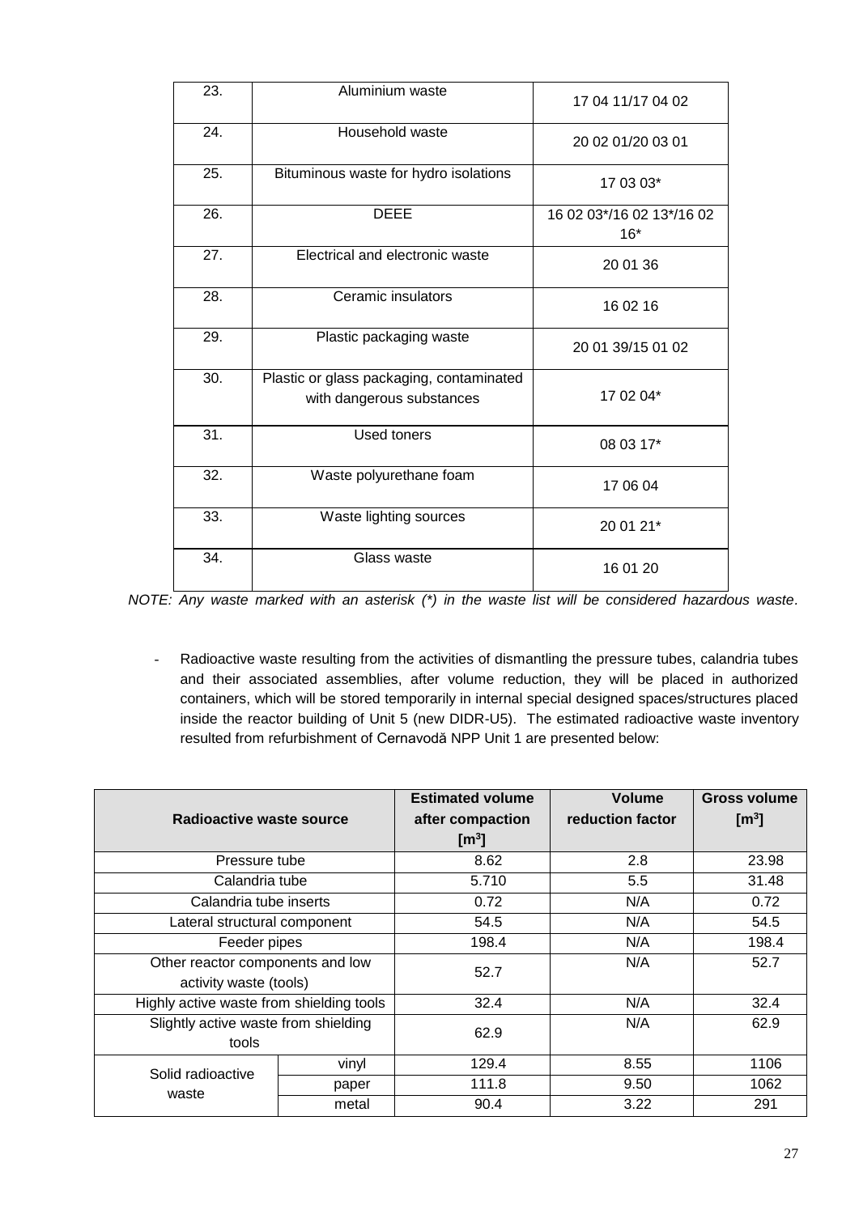| | | |
|---|---|---|
| 23. | Aluminium waste | 17 04 11/17 04 02 |
| 24. | Household waste | 20 02 01/20 03 01 |
| 25. | Bituminous waste for hydro isolations | 17 03 03* |
| 26. | DEEE | 16 02 03*/16 02 13*/16 02 16* |
| 27. | Electrical and electronic waste | 20 01 36 |
| 28. | Ceramic insulators | 16 02 16 |
| 29. | Plastic packaging waste | 20 01 39/15 01 02 |
| 30. | Plastic or glass packaging, contaminated with dangerous substances | 17 02 04* |
| 31. | Used toners | 08 03 17* |
| 32. | Waste polyurethane foam | 17 06 04 |
| 33. | Waste lighting sources | 20 01 21* |
| 34. | Glass waste | 16 01 20 |

*NOTE: Any waste marked with an asterisk (*) in the waste list will be considered hazardous waste.*

- Radioactive waste resulting from the activities of dismantling the pressure tubes, calandria tubes and their associated assemblies, after volume reduction, they will be placed in authorized containers, which will be stored temporarily in internal special designed spaces/structures placed inside the reactor building of Unit 5 (new DIDR-U5). The estimated radioactive waste inventory resulted from refurbishment of Cernavodă NPP Unit 1 are presented below:

| Radioactive waste source | | Estimated volume after compaction [m$^3$] | Volume reduction factor | Gross volume [m$^3$] |
|---|---|---|---|---|
| Pressure tube | | 8.62 | 2.8 | 23.98 |
| Calandria tube | | 5.710 | 5.5 | 31.48 |
| Calandria tube inserts | | 0.72 | N/A | 0.72 |
| Lateral structural component | | 54.5 | N/A | 54.5 |
| Feeder pipes | | 198.4 | N/A | 198.4 |
| Other reactor components and low activity waste (tools) | | 52.7 | N/A | 52.7 |
| Highly active waste from shielding tools | | 32.4 | N/A | 32.4 |
| Slightly active waste from shielding tools | | 62.9 | N/A | 62.9 |
| Solid radioactive waste | vinyl | 129.4 | 8.55 | 1106 |
| | paper | 111.8 | 9.50 | 1062 |
| | metal | 90.4 | 3.22 | 291 |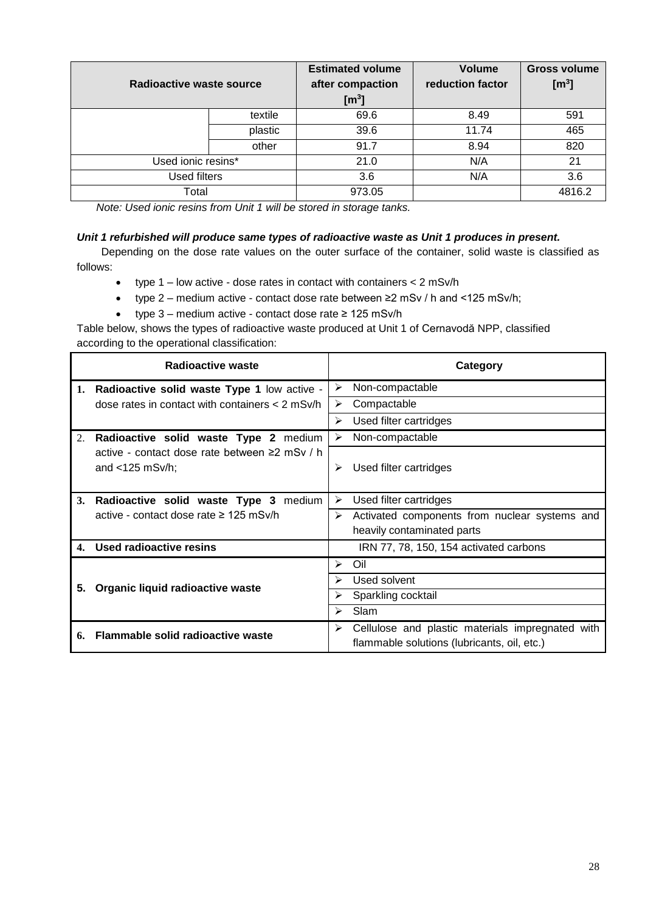| Radioactive waste source | | Estimated volume after compaction [m$^3$] | Volume reduction factor | Gross volume [m$^3$] |
|---|---|---|---|---|
| | textile | 69.6 | 8.49 | 591 |
| | plastic | 39.6 | 11.74 | 465 |
| | other | 91.7 | 8.94 | 820 |
| Used ionic resins* | | 21.0 | N/A | 21 |
| Used filters | | 3.6 | N/A | 3.6 |
| Total | | 973.05 | | 4816.2 |

*Note: Used ionic resins from Unit 1 will be stored in storage tanks.*

***Unit 1 refurbished will produce same types of radioactive waste as Unit 1 produces in present.***

Depending on the dose rate values on the outer surface of the container, solid waste is classified as follows:

- type 1 – low active - dose rates in contact with containers < 2 mSv/h
- type 2 – medium active - contact dose rate between ≥2 mSv / h and <125 mSv/h;
- type 3 – medium active - contact dose rate ≥ 125 mSv/h

Table below, shows the types of radioactive waste produced at Unit 1 of Cernavodă NPP, classified according to the operational classification:

| Radioactive waste | Category |
|---|---|
| **1. Radioactive solid waste Type 1** low active - dose rates in contact with containers < 2 mSv/h | ➢ Non-compactable |
| | ➢ Compactable |
| | ➢ Used filter cartridges |
| 2. **Radioactive solid waste Type 2** medium active - contact dose rate between ≥2 mSv / h and <125 mSv/h; | ➢ Non-compactable |
| | ➢ Used filter cartridges |
| **3. Radioactive solid waste Type 3** medium active - contact dose rate ≥ 125 mSv/h | ➢ Used filter cartridges |
| | ➢ Activated components from nuclear systems and heavily contaminated parts |
| **4. Used radioactive resins** | IRN 77, 78, 150, 154 activated carbons |
| **5. Organic liquid radioactive waste** | ➢ Oil |
| | ➢ Used solvent |
| | ➢ Sparkling cocktail |
| | ➢ Slam |
| **6. Flammable solid radioactive waste** | ➢ Cellulose and plastic materials impregnated with flammable solutions (lubricants, oil, etc.) |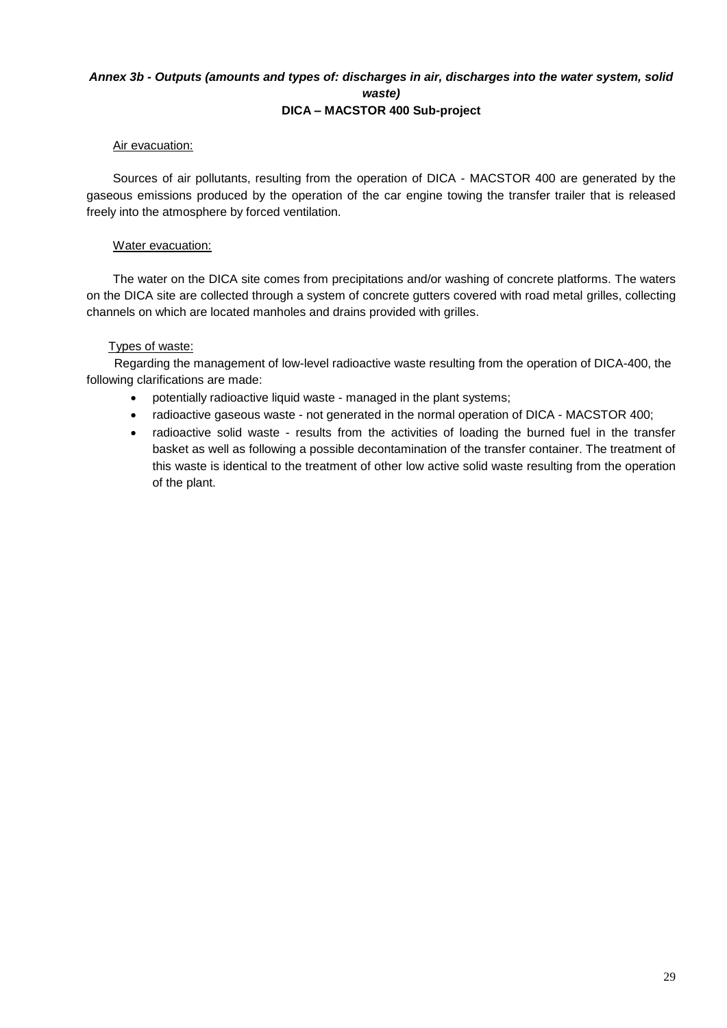***Annex 3b - Outputs (amounts and types of: discharges in air, discharges into the water system, solid waste)***

**DICA – MACSTOR 400 Sub-project**

Air evacuation:

Sources of air pollutants, resulting from the operation of DICA - MACSTOR 400 are generated by the gaseous emissions produced by the operation of the car engine towing the transfer trailer that is released freely into the atmosphere by forced ventilation.

Water evacuation:

The water on the DICA site comes from precipitations and/or washing of concrete platforms. The waters on the DICA site are collected through a system of concrete gutters covered with road metal grilles, collecting channels on which are located manholes and drains provided with grilles.

Types of waste:

Regarding the management of low-level radioactive waste resulting from the operation of DICA-400, the following clarifications are made:

- potentially radioactive liquid waste - managed in the plant systems;
- radioactive gaseous waste - not generated in the normal operation of DICA - MACSTOR 400;
- radioactive solid waste - results from the activities of loading the burned fuel in the transfer basket as well as following a possible decontamination of the transfer container. The treatment of this waste is identical to the treatment of other low active solid waste resulting from the operation of the plant.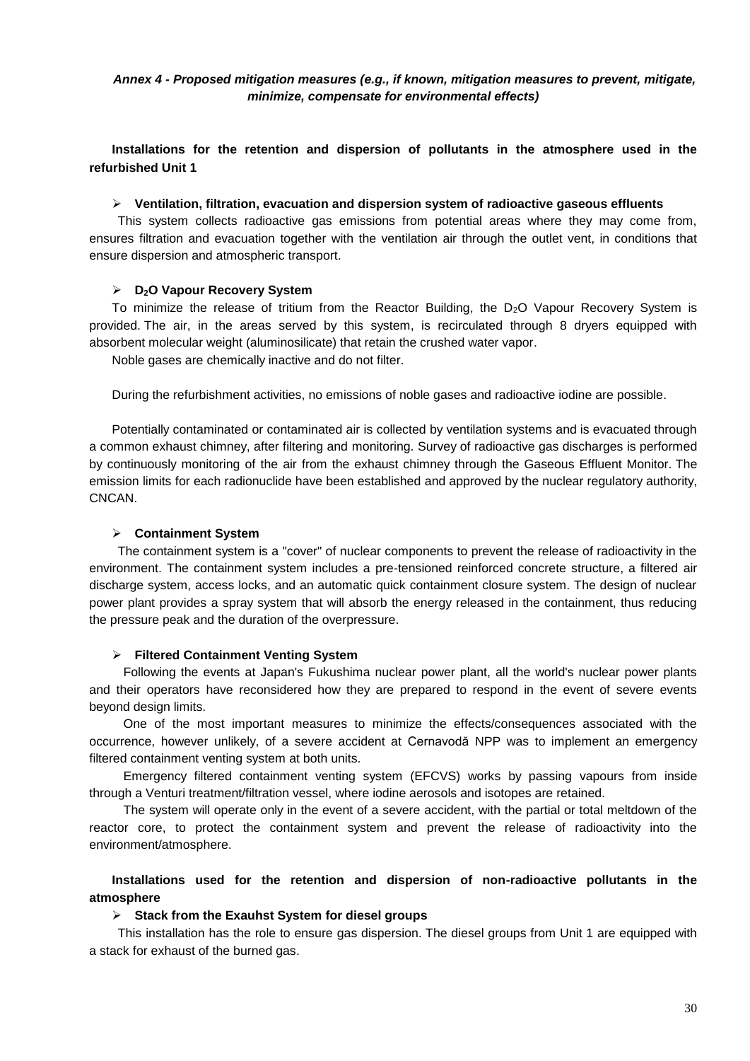***Annex 4 - Proposed mitigation measures (e.g., if known, mitigation measures to prevent, mitigate, minimize, compensate for environmental effects)***

**Installations for the retention and dispersion of pollutants in the atmosphere used in the refurbished Unit 1**

- **Ventilation, filtration, evacuation and dispersion system of radioactive gaseous effluents**

This system collects radioactive gas emissions from potential areas where they may come from, ensures filtration and evacuation together with the ventilation air through the outlet vent, in conditions that ensure dispersion and atmospheric transport.

- **$D_2O$ Vapour Recovery System**

To minimize the release of tritium from the Reactor Building, the $D_2O$ Vapour Recovery System is provided. The air, in the areas served by this system, is recirculated through 8 dryers equipped with absorbent molecular weight (aluminosilicate) that retain the crushed water vapor.

Noble gases are chemically inactive and do not filter.

During the refurbishment activities, no emissions of noble gases and radioactive iodine are possible.

Potentially contaminated or contaminated air is collected by ventilation systems and is evacuated through a common exhaust chimney, after filtering and monitoring. Survey of radioactive gas discharges is performed by continuously monitoring of the air from the exhaust chimney through the Gaseous Effluent Monitor. The emission limits for each radionuclide have been established and approved by the nuclear regulatory authority, CNCAN.

- **Containment System**

The containment system is a "cover" of nuclear components to prevent the release of radioactivity in the environment. The containment system includes a pre-tensioned reinforced concrete structure, a filtered air discharge system, access locks, and an automatic quick containment closure system. The design of nuclear power plant provides a spray system that will absorb the energy released in the containment, thus reducing the pressure peak and the duration of the overpressure.

- **Filtered Containment Venting System**

Following the events at Japan's Fukushima nuclear power plant, all the world's nuclear power plants and their operators have reconsidered how they are prepared to respond in the event of severe events beyond design limits.

One of the most important measures to minimize the effects/consequences associated with the occurrence, however unlikely, of a severe accident at Cernavodă NPP was to implement an emergency filtered containment venting system at both units.

Emergency filtered containment venting system (EFCVS) works by passing vapours from inside through a Venturi treatment/filtration vessel, where iodine aerosols and isotopes are retained.

The system will operate only in the event of a severe accident, with the partial or total meltdown of the reactor core, to protect the containment system and prevent the release of radioactivity into the environment/atmosphere.

**Installations used for the retention and dispersion of non-radioactive pollutants in the atmosphere**

- **Stack from the Exauhst System for diesel groups**

This installation has the role to ensure gas dispersion. The diesel groups from Unit 1 are equipped with a stack for exhaust of the burned gas.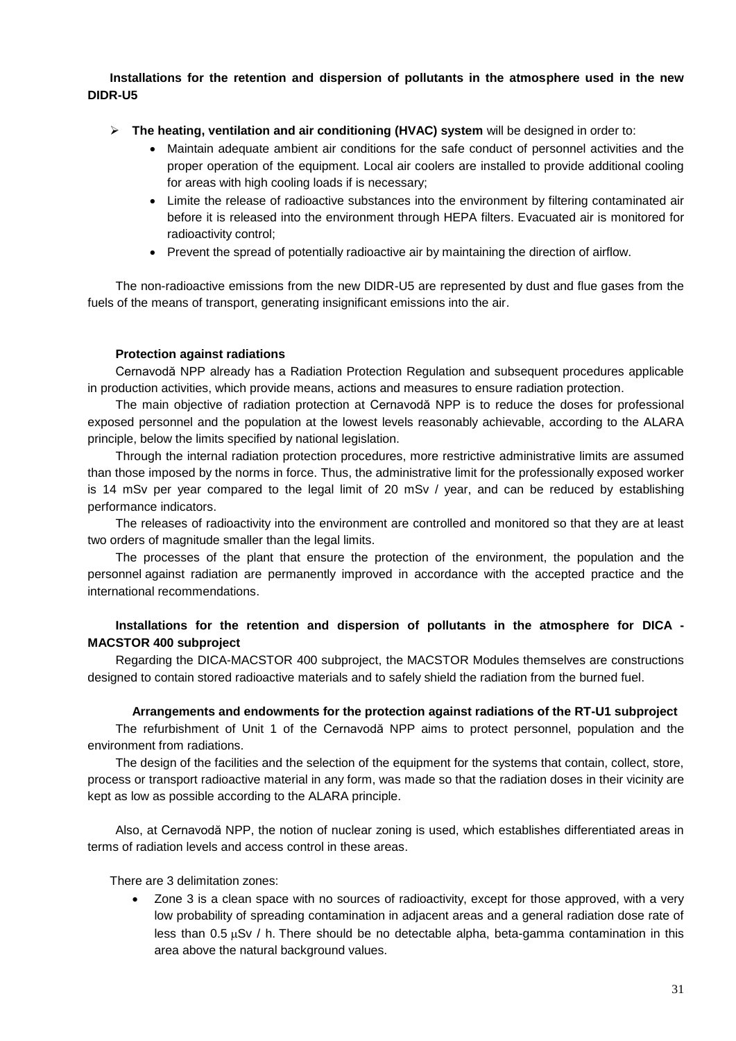**Installations for the retention and dispersion of pollutants in the atmosphere used in the new DIDR-U5**

- **The heating, ventilation and air conditioning (HVAC) system** will be designed in order to:
  - Maintain adequate ambient air conditions for the safe conduct of personnel activities and the proper operation of the equipment. Local air coolers are installed to provide additional cooling for areas with high cooling loads if is necessary;
  - Limite the release of radioactive substances into the environment by filtering contaminated air before it is released into the environment through HEPA filters. Evacuated air is monitored for radioactivity control;
  - Prevent the spread of potentially radioactive air by maintaining the direction of airflow.

The non-radioactive emissions from the new DIDR-U5 are represented by dust and flue gases from the fuels of the means of transport, generating insignificant emissions into the air.

**Protection against radiations**

Cernavodă NPP already has a Radiation Protection Regulation and subsequent procedures applicable in production activities, which provide means, actions and measures to ensure radiation protection.

The main objective of radiation protection at Cernavodă NPP is to reduce the doses for professional exposed personnel and the population at the lowest levels reasonably achievable, according to the ALARA principle, below the limits specified by national legislation.

Through the internal radiation protection procedures, more restrictive administrative limits are assumed than those imposed by the norms in force. Thus, the administrative limit for the professionally exposed worker is 14 mSv per year compared to the legal limit of 20 mSv / year, and can be reduced by establishing performance indicators.

The releases of radioactivity into the environment are controlled and monitored so that they are at least two orders of magnitude smaller than the legal limits.

The processes of the plant that ensure the protection of the environment, the population and the personnel against radiation are permanently improved in accordance with the accepted practice and the international recommendations.

**Installations for the retention and dispersion of pollutants in the atmosphere for DICA - MACSTOR 400 subproject**

Regarding the DICA-MACSTOR 400 subproject, the MACSTOR Modules themselves are constructions designed to contain stored radioactive materials and to safely shield the radiation from the burned fuel.

**Arrangements and endowments for the protection against radiations of the RT-U1 subproject**

The refurbishment of Unit 1 of the Cernavodă NPP aims to protect personnel, population and the environment from radiations.

The design of the facilities and the selection of the equipment for the systems that contain, collect, store, process or transport radioactive material in any form, was made so that the radiation doses in their vicinity are kept as low as possible according to the ALARA principle.

Also, at Cernavodă NPP, the notion of nuclear zoning is used, which establishes differentiated areas in terms of radiation levels and access control in these areas.

There are 3 delimitation zones:

- Zone 3 is a clean space with no sources of radioactivity, except for those approved, with a very low probability of spreading contamination in adjacent areas and a general radiation dose rate of less than 0.5 $\mu$Sv / h. There should be no detectable alpha, beta-gamma contamination in this area above the natural background values.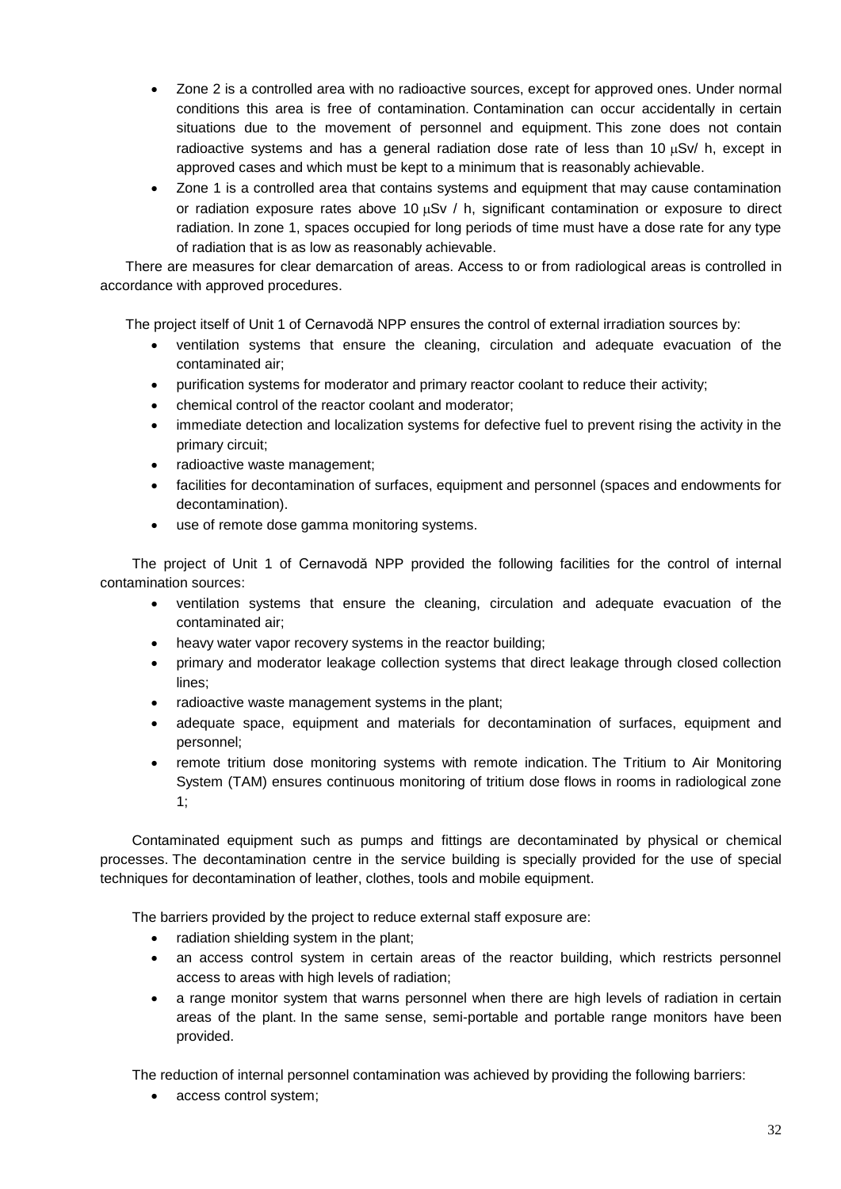- Zone 2 is a controlled area with no radioactive sources, except for approved ones. Under normal conditions this area is free of contamination. Contamination can occur accidentally in certain situations due to the movement of personnel and equipment. This zone does not contain radioactive systems and has a general radiation dose rate of less than 10 μSv/ h, except in approved cases and which must be kept to a minimum that is reasonably achievable.
- Zone 1 is a controlled area that contains systems and equipment that may cause contamination or radiation exposure rates above 10 μSv / h, significant contamination or exposure to direct radiation. In zone 1, spaces occupied for long periods of time must have a dose rate for any type of radiation that is as low as reasonably achievable.

There are measures for clear demarcation of areas. Access to or from radiological areas is controlled in accordance with approved procedures.

The project itself of Unit 1 of Cernavodă NPP ensures the control of external irradiation sources by:

- ventilation systems that ensure the cleaning, circulation and adequate evacuation of the contaminated air;
- purification systems for moderator and primary reactor coolant to reduce their activity;
- chemical control of the reactor coolant and moderator;
- immediate detection and localization systems for defective fuel to prevent rising the activity in the primary circuit;
- radioactive waste management;
- facilities for decontamination of surfaces, equipment and personnel (spaces and endowments for decontamination).
- use of remote dose gamma monitoring systems.

The project of Unit 1 of Cernavodă NPP provided the following facilities for the control of internal contamination sources:

- ventilation systems that ensure the cleaning, circulation and adequate evacuation of the contaminated air;
- heavy water vapor recovery systems in the reactor building;
- primary and moderator leakage collection systems that direct leakage through closed collection lines;
- radioactive waste management systems in the plant;
- adequate space, equipment and materials for decontamination of surfaces, equipment and personnel;
- remote tritium dose monitoring systems with remote indication. The Tritium to Air Monitoring System (TAM) ensures continuous monitoring of tritium dose flows in rooms in radiological zone 1;

Contaminated equipment such as pumps and fittings are decontaminated by physical or chemical processes. The decontamination centre in the service building is specially provided for the use of special techniques for decontamination of leather, clothes, tools and mobile equipment.

The barriers provided by the project to reduce external staff exposure are:

- radiation shielding system in the plant;
- an access control system in certain areas of the reactor building, which restricts personnel access to areas with high levels of radiation;
- a range monitor system that warns personnel when there are high levels of radiation in certain areas of the plant. In the same sense, semi-portable and portable range monitors have been provided.

The reduction of internal personnel contamination was achieved by providing the following barriers:

- access control system;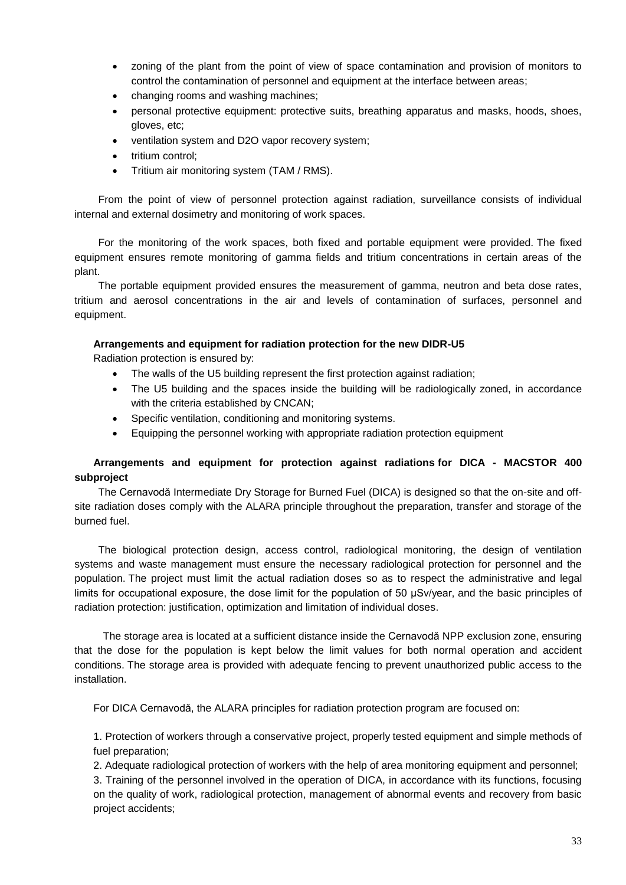- zoning of the plant from the point of view of space contamination and provision of monitors to control the contamination of personnel and equipment at the interface between areas;
- changing rooms and washing machines;
- personal protective equipment: protective suits, breathing apparatus and masks, hoods, shoes, gloves, etc;
- ventilation system and D2O vapor recovery system;
- tritium control;
- Tritium air monitoring system (TAM / RMS).

From the point of view of personnel protection against radiation, surveillance consists of individual internal and external dosimetry and monitoring of work spaces.

For the monitoring of the work spaces, both fixed and portable equipment were provided. The fixed equipment ensures remote monitoring of gamma fields and tritium concentrations in certain areas of the plant.

The portable equipment provided ensures the measurement of gamma, neutron and beta dose rates, tritium and aerosol concentrations in the air and levels of contamination of surfaces, personnel and equipment.

**Arrangements and equipment for radiation protection for the new DIDR-U5**

Radiation protection is ensured by:

- The walls of the U5 building represent the first protection against radiation;
- The U5 building and the spaces inside the building will be radiologically zoned, in accordance with the criteria established by CNCAN;
- Specific ventilation, conditioning and monitoring systems.
- Equipping the personnel working with appropriate radiation protection equipment

**Arrangements and equipment for protection against radiations for DICA - MACSTOR 400 subproject**

The Cernavodă Intermediate Dry Storage for Burned Fuel (DICA) is designed so that the on-site and off-site radiation doses comply with the ALARA principle throughout the preparation, transfer and storage of the burned fuel.

The biological protection design, access control, radiological monitoring, the design of ventilation systems and waste management must ensure the necessary radiological protection for personnel and the population. The project must limit the actual radiation doses so as to respect the administrative and legal limits for occupational exposure, the dose limit for the population of 50 μSv/year, and the basic principles of radiation protection: justification, optimization and limitation of individual doses.

The storage area is located at a sufficient distance inside the Cernavodă NPP exclusion zone, ensuring that the dose for the population is kept below the limit values for both normal operation and accident conditions. The storage area is provided with adequate fencing to prevent unauthorized public access to the installation.

For DICA Cernavodă, the ALARA principles for radiation protection program are focused on:

1. Protection of workers through a conservative project, properly tested equipment and simple methods of fuel preparation;
2. Adequate radiological protection of workers with the help of area monitoring equipment and personnel;
3. Training of the personnel involved in the operation of DICA, in accordance with its functions, focusing on the quality of work, radiological protection, management of abnormal events and recovery from basic project accidents;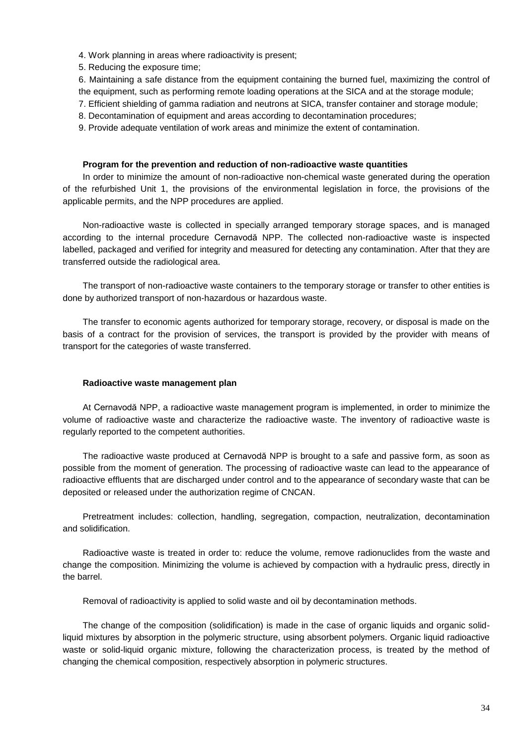4. Work planning in areas where radioactivity is present;
5. Reducing the exposure time;
6. Maintaining a safe distance from the equipment containing the burned fuel, maximizing the control of the equipment, such as performing remote loading operations at the SICA and at the storage module;
7. Efficient shielding of gamma radiation and neutrons at SICA, transfer container and storage module;
8. Decontamination of equipment and areas according to decontamination procedures;
9. Provide adequate ventilation of work areas and minimize the extent of contamination.

**Program for the prevention and reduction of non-radioactive waste quantities**

In order to minimize the amount of non-radioactive non-chemical waste generated during the operation of the refurbished Unit 1, the provisions of the environmental legislation in force, the provisions of the applicable permits, and the NPP procedures are applied.

Non-radioactive waste is collected in specially arranged temporary storage spaces, and is managed according to the internal procedure Cernavodă NPP. The collected non-radioactive waste is inspected labelled, packaged and verified for integrity and measured for detecting any contamination. After that they are transferred outside the radiological area.

The transport of non-radioactive waste containers to the temporary storage or transfer to other entities is done by authorized transport of non-hazardous or hazardous waste.

The transfer to economic agents authorized for temporary storage, recovery, or disposal is made on the basis of a contract for the provision of services, the transport is provided by the provider with means of transport for the categories of waste transferred.

**Radioactive waste management plan**

At Cernavodă NPP, a radioactive waste management program is implemented, in order to minimize the volume of radioactive waste and characterize the radioactive waste. The inventory of radioactive waste is regularly reported to the competent authorities.

The radioactive waste produced at Cernavodă NPP is brought to a safe and passive form, as soon as possible from the moment of generation. The processing of radioactive waste can lead to the appearance of radioactive effluents that are discharged under control and to the appearance of secondary waste that can be deposited or released under the authorization regime of CNCAN.

Pretreatment includes: collection, handling, segregation, compaction, neutralization, decontamination and solidification.

Radioactive waste is treated in order to: reduce the volume, remove radionuclides from the waste and change the composition. Minimizing the volume is achieved by compaction with a hydraulic press, directly in the barrel.

Removal of radioactivity is applied to solid waste and oil by decontamination methods.

The change of the composition (solidification) is made in the case of organic liquids and organic solid-liquid mixtures by absorption in the polymeric structure, using absorbent polymers. Organic liquid radioactive waste or solid-liquid organic mixture, following the characterization process, is treated by the method of changing the chemical composition, respectively absorption in polymeric structures.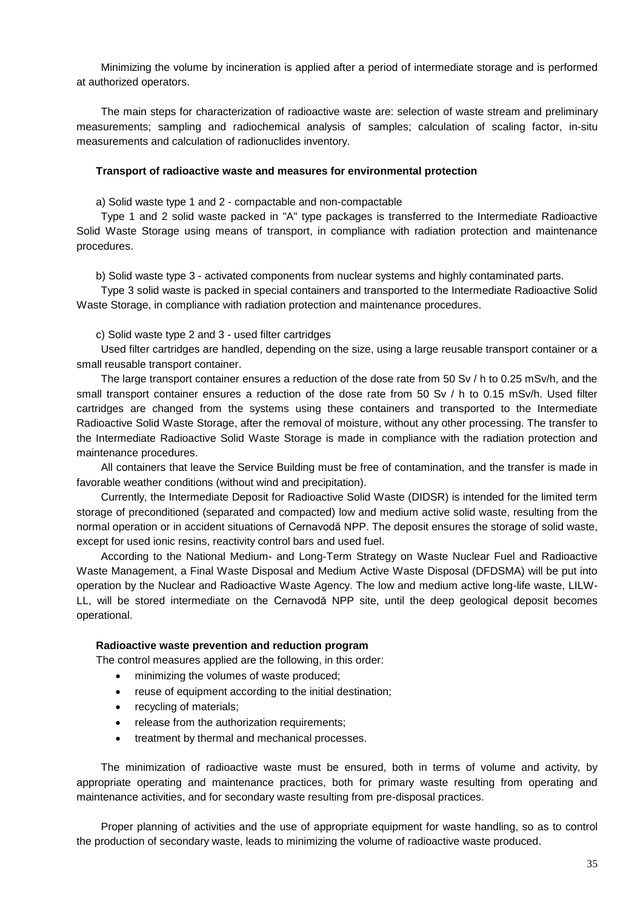Minimizing the volume by incineration is applied after a period of intermediate storage and is performed at authorized operators.

The main steps for characterization of radioactive waste are: selection of waste stream and preliminary measurements; sampling and radiochemical analysis of samples; calculation of scaling factor, in-situ measurements and calculation of radionuclides inventory.

**Transport of radioactive waste and measures for environmental protection**

a) Solid waste type 1 and 2 - compactable and non-compactable

Type 1 and 2 solid waste packed in "A" type packages is transferred to the Intermediate Radioactive Solid Waste Storage using means of transport, in compliance with radiation protection and maintenance procedures.

b) Solid waste type 3 - activated components from nuclear systems and highly contaminated parts.

Type 3 solid waste is packed in special containers and transported to the Intermediate Radioactive Solid Waste Storage, in compliance with radiation protection and maintenance procedures.

c) Solid waste type 2 and 3 - used filter cartridges

Used filter cartridges are handled, depending on the size, using a large reusable transport container or a small reusable transport container.

The large transport container ensures a reduction of the dose rate from 50 Sv / h to 0.25 mSv/h, and the small transport container ensures a reduction of the dose rate from 50 Sv / h to 0.15 mSv/h. Used filter cartridges are changed from the systems using these containers and transported to the Intermediate Radioactive Solid Waste Storage, after the removal of moisture, without any other processing. The transfer to the Intermediate Radioactive Solid Waste Storage is made in compliance with the radiation protection and maintenance procedures.

All containers that leave the Service Building must be free of contamination, and the transfer is made in favorable weather conditions (without wind and precipitation).

Currently, the Intermediate Deposit for Radioactive Solid Waste (DIDSR) is intended for the limited term storage of preconditioned (separated and compacted) low and medium active solid waste, resulting from the normal operation or in accident situations of Cernavodă NPP. The deposit ensures the storage of solid waste, except for used ionic resins, reactivity control bars and used fuel.

According to the National Medium- and Long-Term Strategy on Waste Nuclear Fuel and Radioactive Waste Management, a Final Waste Disposal and Medium Active Waste Disposal (DFDSMA) will be put into operation by the Nuclear and Radioactive Waste Agency. The low and medium active long-life waste, LILW-LL, will be stored intermediate on the Cernavodă NPP site, until the deep geological deposit becomes operational.

**Radioactive waste prevention and reduction program**

The control measures applied are the following, in this order:

- minimizing the volumes of waste produced;
- reuse of equipment according to the initial destination;
- recycling of materials;
- release from the authorization requirements;
- treatment by thermal and mechanical processes.

The minimization of radioactive waste must be ensured, both in terms of volume and activity, by appropriate operating and maintenance practices, both for primary waste resulting from operating and maintenance activities, and for secondary waste resulting from pre-disposal practices.

Proper planning of activities and the use of appropriate equipment for waste handling, so as to control the production of secondary waste, leads to minimizing the volume of radioactive waste produced.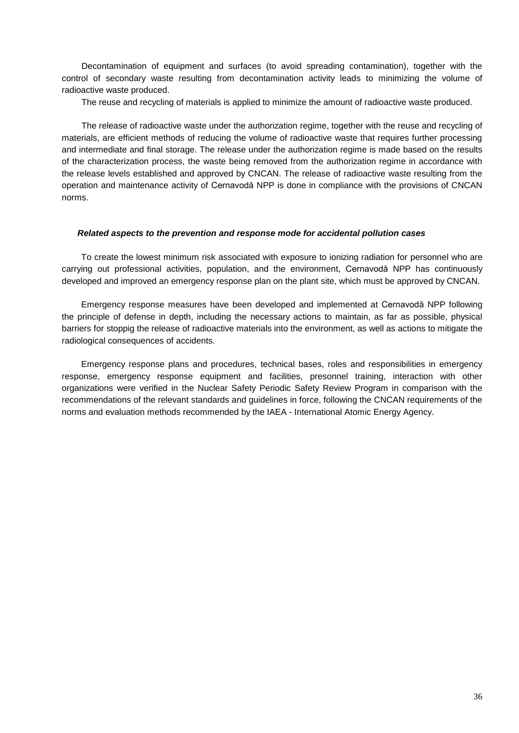Decontamination of equipment and surfaces (to avoid spreading contamination), together with the control of secondary waste resulting from decontamination activity leads to minimizing the volume of radioactive waste produced.

The reuse and recycling of materials is applied to minimize the amount of radioactive waste produced.

The release of radioactive waste under the authorization regime, together with the reuse and recycling of materials, are efficient methods of reducing the volume of radioactive waste that requires further processing and intermediate and final storage. The release under the authorization regime is made based on the results of the characterization process, the waste being removed from the authorization regime in accordance with the release levels established and approved by CNCAN. The release of radioactive waste resulting from the operation and maintenance activity of Cernavodă NPP is done in compliance with the provisions of CNCAN norms.

***Related aspects to the prevention and response mode for accidental pollution cases***

To create the lowest minimum risk associated with exposure to ionizing radiation for personnel who are carrying out professional activities, population, and the environment, Cernavodă NPP has continuously developed and improved an emergency response plan on the plant site, which must be approved by CNCAN.

Emergency response measures have been developed and implemented at Cernavodă NPP following the principle of defense in depth, including the necessary actions to maintain, as far as possible, physical barriers for stoppig the release of radioactive materials into the environment, as well as actions to mitigate the radiological consequences of accidents.

Emergency response plans and procedures, technical bases, roles and responsibilities in emergency response, emergency response equipment and facilities, presonnel training, interaction with other organizations were verified in the Nuclear Safety Periodic Safety Review Program in comparison with the recommendations of the relevant standards and guidelines in force, following the CNCAN requirements of the norms and evaluation methods recommended by the IAEA - International Atomic Energy Agency.